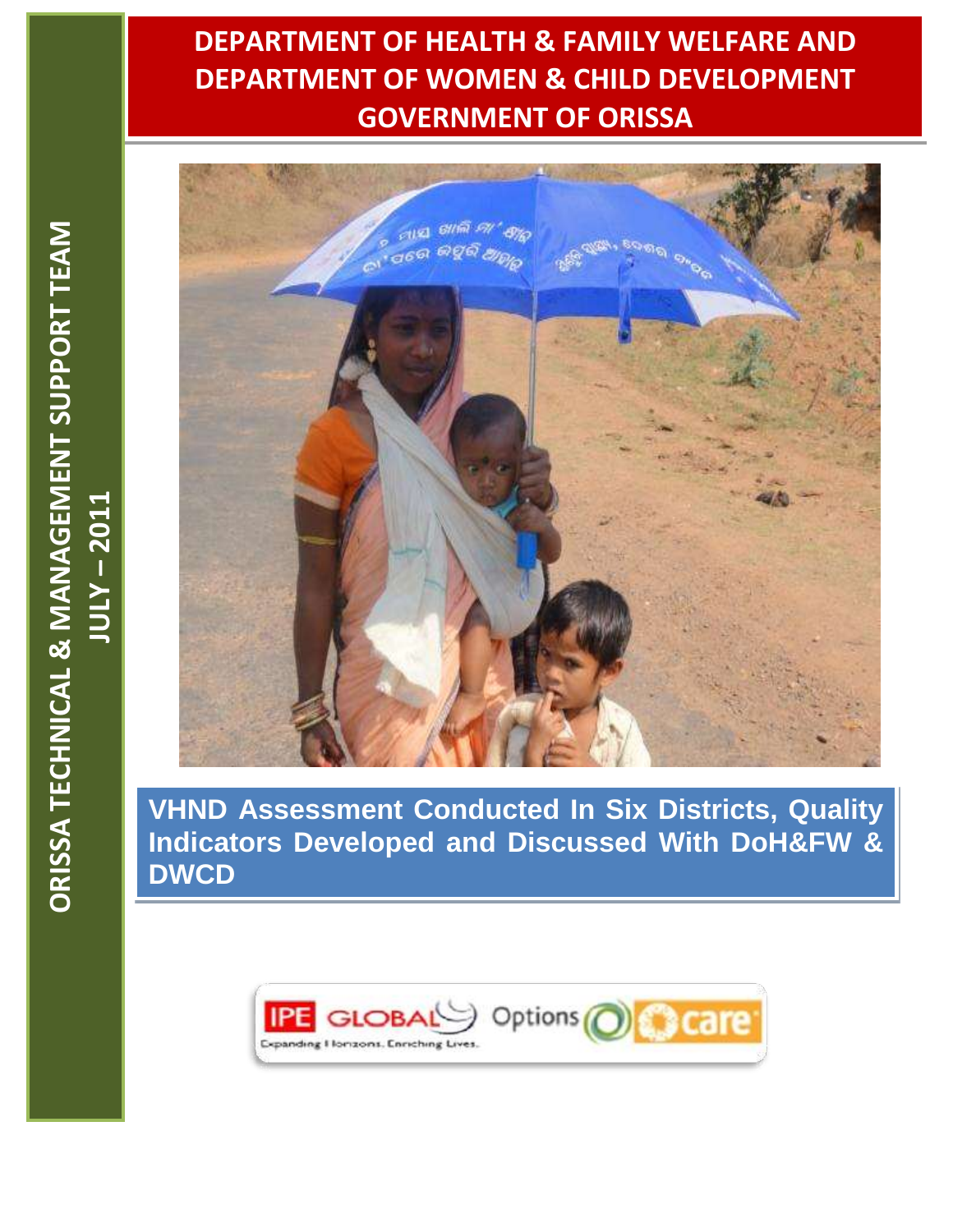# DEPARTMENT OF HEALTH & FAMILY WELFARE AND DEPARTMENT OF WOMEN & CHILD DEVELOPMENT GOVERNMENT OF ORISSA

**ORISSA TECHNICAL & MANAGEMENT SUPPORT TEAM**

**JULY – 2011**

## VHND Assessment Conducted In Six Districts, Quality Indicators Developed and Discussed With DoH&FW & DWCD

IPE GLOBAL Expanding Horizons. Enriching Lives. Options care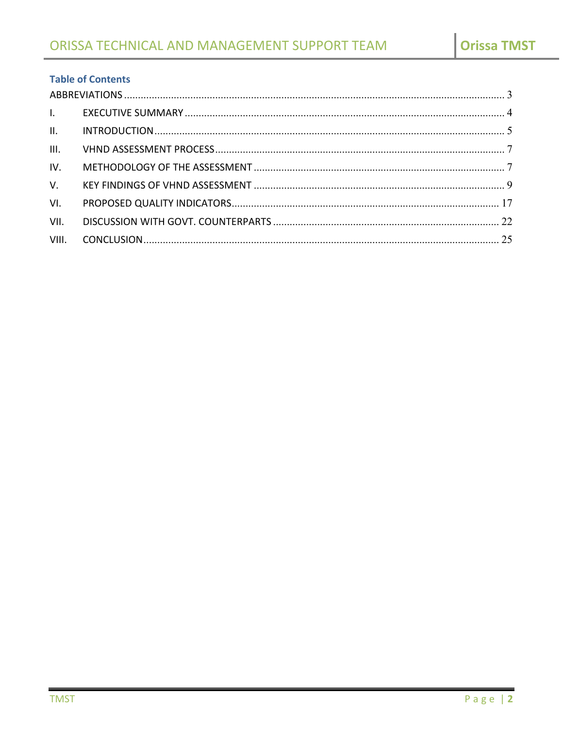### Table of Contents

ABBREVIATIONS ........................................................................................................................................... 3

I. EXECUTIVE SUMMARY ..................................................................................................................... 4

II. INTRODUCTION ................................................................................................................................ 5

III. VHND ASSESSMENT PROCESS ......................................................................................................... 7

IV. METHODOLOGY OF THE ASSESSMENT ............................................................................................ 7

V. KEY FINDINGS OF VHND ASSESSMENT ............................................................................................ 9

VI. PROPOSED QUALITY INDICATORS .................................................................................................. 17

VII. DISCUSSION WITH GOVT. COUNTERPARTS .................................................................................... 22

VIII. CONCLUSION .................................................................................................................................. 25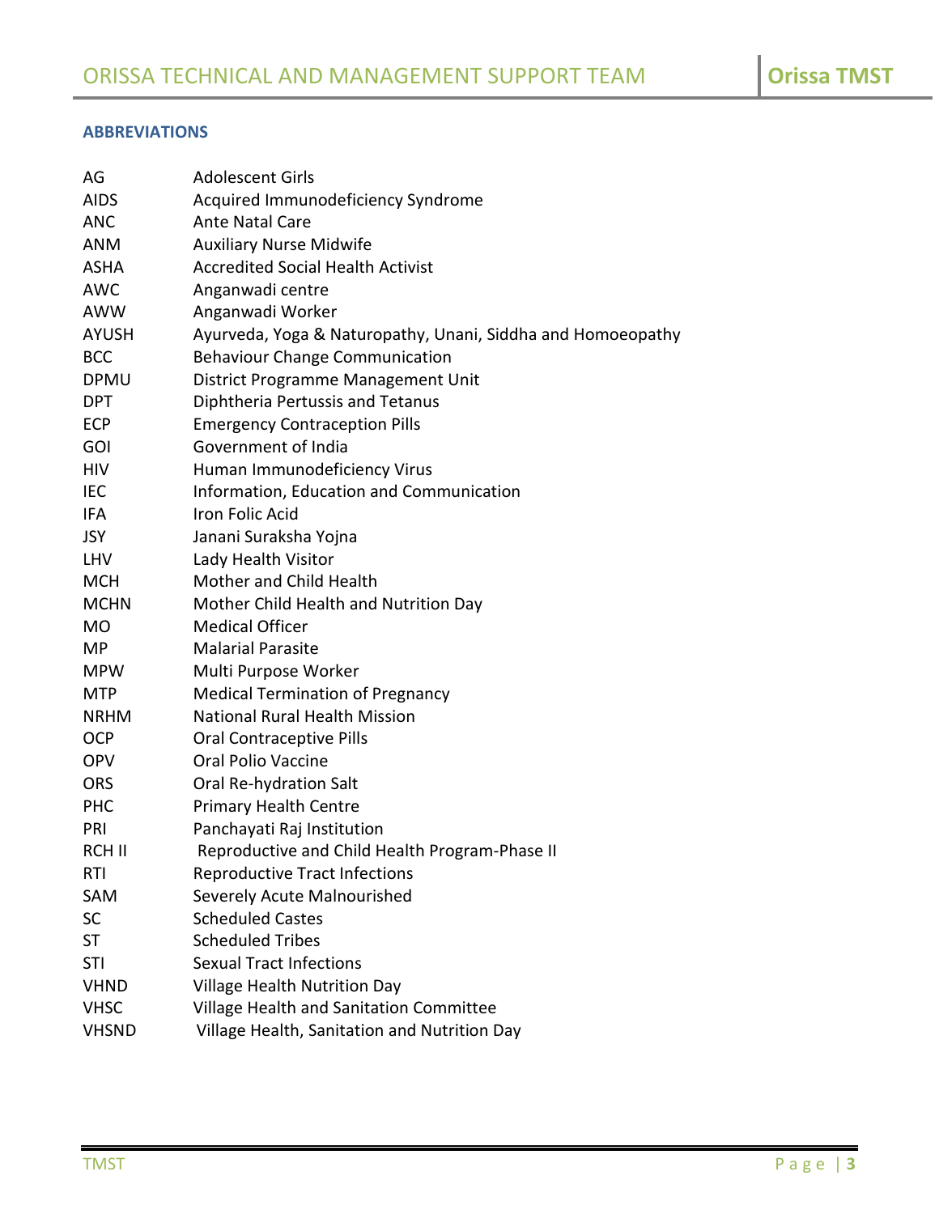## ABBREVIATIONS

| | |
|---|---|
| AG | Adolescent Girls |
| AIDS | Acquired Immunodeficiency Syndrome |
| ANC | Ante Natal Care |
| ANM | Auxiliary Nurse Midwife |
| ASHA | Accredited Social Health Activist |
| AWC | Anganwadi centre |
| AWW | Anganwadi Worker |
| AYUSH | Ayurveda, Yoga & Naturopathy, Unani, Siddha and Homoeopathy |
| BCC | Behaviour Change Communication |
| DPMU | District Programme Management Unit |
| DPT | Diphtheria Pertussis and Tetanus |
| ECP | Emergency Contraception Pills |
| GOI | Government of India |
| HIV | Human Immunodeficiency Virus |
| IEC | Information, Education and Communication |
| IFA | Iron Folic Acid |
| JSY | Janani Suraksha Yojna |
| LHV | Lady Health Visitor |
| MCH | Mother and Child Health |
| MCHN | Mother Child Health and Nutrition Day |
| MO | Medical Officer |
| MP | Malarial Parasite |
| MPW | Multi Purpose Worker |
| MTP | Medical Termination of Pregnancy |
| NRHM | National Rural Health Mission |
| OCP | Oral Contraceptive Pills |
| OPV | Oral Polio Vaccine |
| ORS | Oral Re-hydration Salt |
| PHC | Primary Health Centre |
| PRI | Panchayati Raj Institution |
| RCH II | Reproductive and Child Health Program-Phase II |
| RTI | Reproductive Tract Infections |
| SAM | Severely Acute Malnourished |
| SC | Scheduled Castes |
| ST | Scheduled Tribes |
| STI | Sexual Tract Infections |
| VHND | Village Health Nutrition Day |
| VHSC | Village Health and Sanitation Committee |
| VHSND | Village Health, Sanitation and Nutrition Day |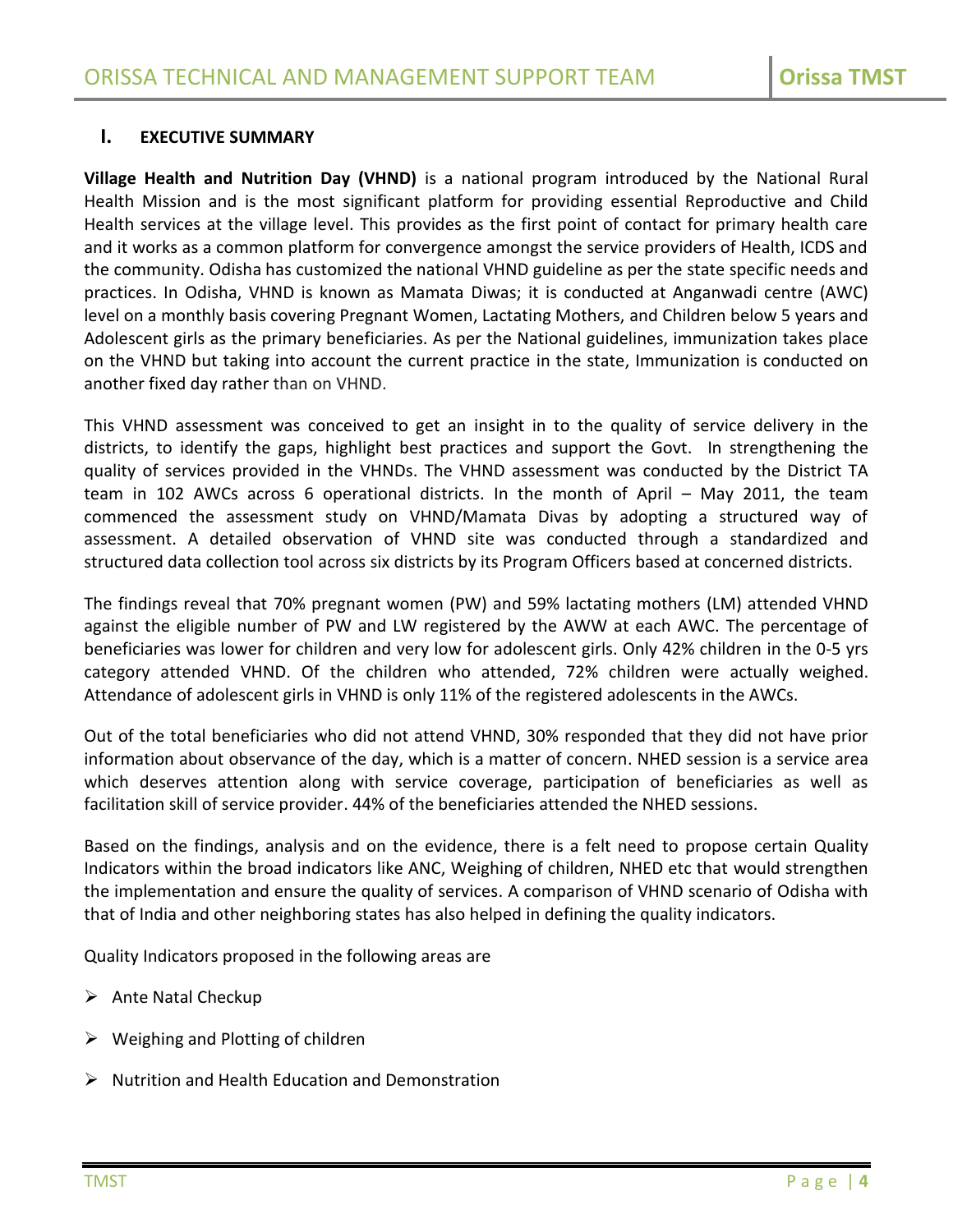## I. EXECUTIVE SUMMARY

**Village Health and Nutrition Day (VHND)** is a national program introduced by the National Rural Health Mission and is the most significant platform for providing essential Reproductive and Child Health services at the village level. This provides as the first point of contact for primary health care and it works as a common platform for convergence amongst the service providers of Health, ICDS and the community. Odisha has customized the national VHND guideline as per the state specific needs and practices. In Odisha, VHND is known as Mamata Diwas; it is conducted at Anganwadi centre (AWC) level on a monthly basis covering Pregnant Women, Lactating Mothers, and Children below 5 years and Adolescent girls as the primary beneficiaries. As per the National guidelines, immunization takes place on the VHND but taking into account the current practice in the state, Immunization is conducted on another fixed day rather than on VHND.

This VHND assessment was conceived to get an insight in to the quality of service delivery in the districts, to identify the gaps, highlight best practices and support the Govt. In strengthening the quality of services provided in the VHNDs. The VHND assessment was conducted by the District TA team in 102 AWCs across 6 operational districts. In the month of April – May 2011, the team commenced the assessment study on VHND/Mamata Divas by adopting a structured way of assessment. A detailed observation of VHND site was conducted through a standardized and structured data collection tool across six districts by its Program Officers based at concerned districts.

The findings reveal that 70% pregnant women (PW) and 59% lactating mothers (LM) attended VHND against the eligible number of PW and LW registered by the AWW at each AWC. The percentage of beneficiaries was lower for children and very low for adolescent girls. Only 42% children in the 0-5 yrs category attended VHND. Of the children who attended, 72% children were actually weighed. Attendance of adolescent girls in VHND is only 11% of the registered adolescents in the AWCs.

Out of the total beneficiaries who did not attend VHND, 30% responded that they did not have prior information about observance of the day, which is a matter of concern. NHED session is a service area which deserves attention along with service coverage, participation of beneficiaries as well as facilitation skill of service provider. 44% of the beneficiaries attended the NHED sessions.

Based on the findings, analysis and on the evidence, there is a felt need to propose certain Quality Indicators within the broad indicators like ANC, Weighing of children, NHED etc that would strengthen the implementation and ensure the quality of services. A comparison of VHND scenario of Odisha with that of India and other neighboring states has also helped in defining the quality indicators.

Quality Indicators proposed in the following areas are

- Ante Natal Checkup
- Weighing and Plotting of children
- Nutrition and Health Education and Demonstration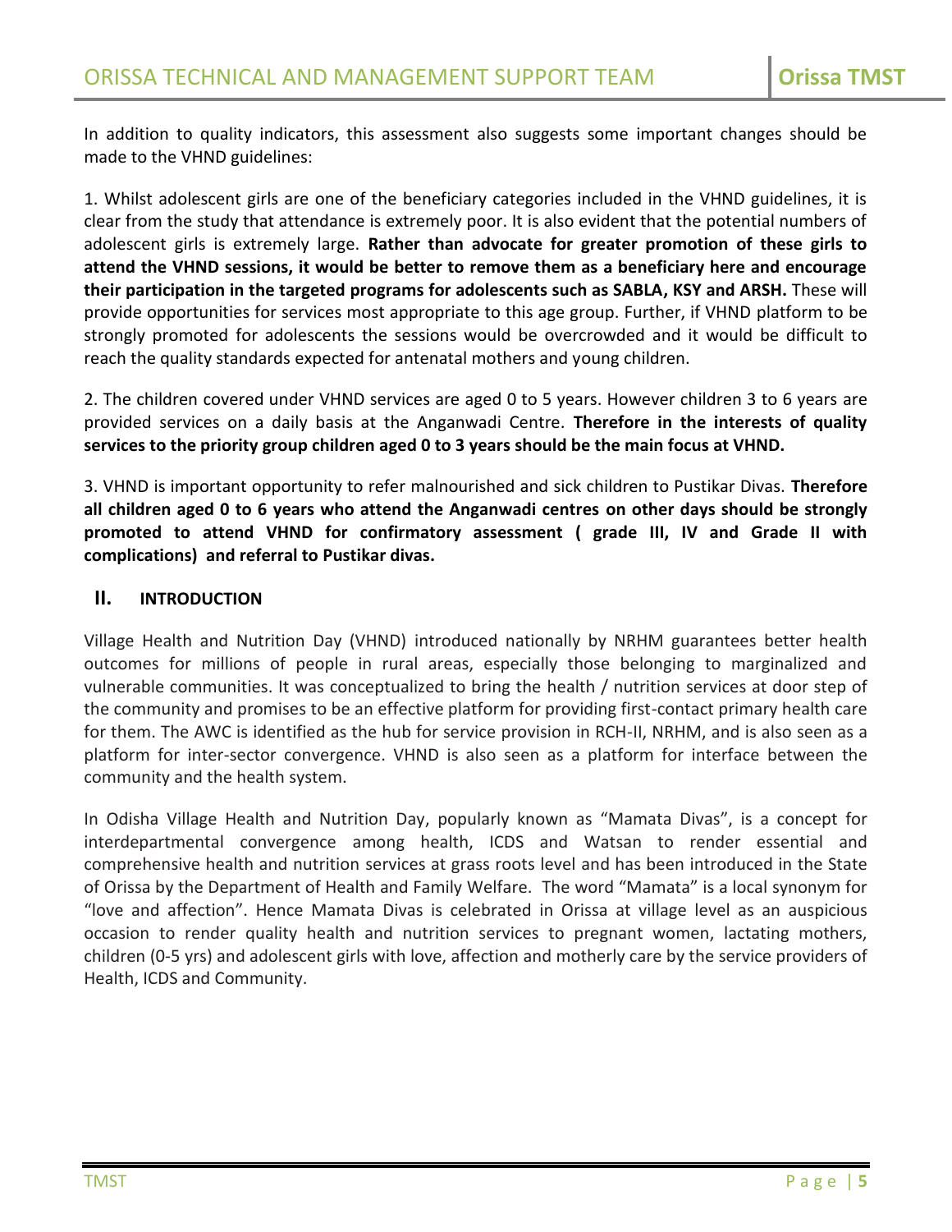In addition to quality indicators, this assessment also suggests some important changes should be made to the VHND guidelines:

1. Whilst adolescent girls are one of the beneficiary categories included in the VHND guidelines, it is clear from the study that attendance is extremely poor. It is also evident that the potential numbers of adolescent girls is extremely large. **Rather than advocate for greater promotion of these girls to attend the VHND sessions, it would be better to remove them as a beneficiary here and encourage their participation in the targeted programs for adolescents such as SABLA, KSY and ARSH.** These will provide opportunities for services most appropriate to this age group. Further, if VHND platform to be strongly promoted for adolescents the sessions would be overcrowded and it would be difficult to reach the quality standards expected for antenatal mothers and young children.

2. The children covered under VHND services are aged 0 to 5 years. However children 3 to 6 years are provided services on a daily basis at the Anganwadi Centre. **Therefore in the interests of quality services to the priority group children aged 0 to 3 years should be the main focus at VHND.**

3. VHND is important opportunity to refer malnourished and sick children to Pustikar Divas. **Therefore all children aged 0 to 6 years who attend the Anganwadi centres on other days should be strongly promoted to attend VHND for confirmatory assessment ( grade III, IV and Grade II with complications) and referral to Pustikar divas.**

## II. INTRODUCTION

Village Health and Nutrition Day (VHND) introduced nationally by NRHM guarantees better health outcomes for millions of people in rural areas, especially those belonging to marginalized and vulnerable communities. It was conceptualized to bring the health / nutrition services at door step of the community and promises to be an effective platform for providing first-contact primary health care for them. The AWC is identified as the hub for service provision in RCH-II, NRHM, and is also seen as a platform for inter-sector convergence. VHND is also seen as a platform for interface between the community and the health system.

In Odisha Village Health and Nutrition Day, popularly known as "Mamata Divas", is a concept for interdepartmental convergence among health, ICDS and Watsan to render essential and comprehensive health and nutrition services at grass roots level and has been introduced in the State of Orissa by the Department of Health and Family Welfare. The word "Mamata" is a local synonym for "love and affection". Hence Mamata Divas is celebrated in Orissa at village level as an auspicious occasion to render quality health and nutrition services to pregnant women, lactating mothers, children (0-5 yrs) and adolescent girls with love, affection and motherly care by the service providers of Health, ICDS and Community.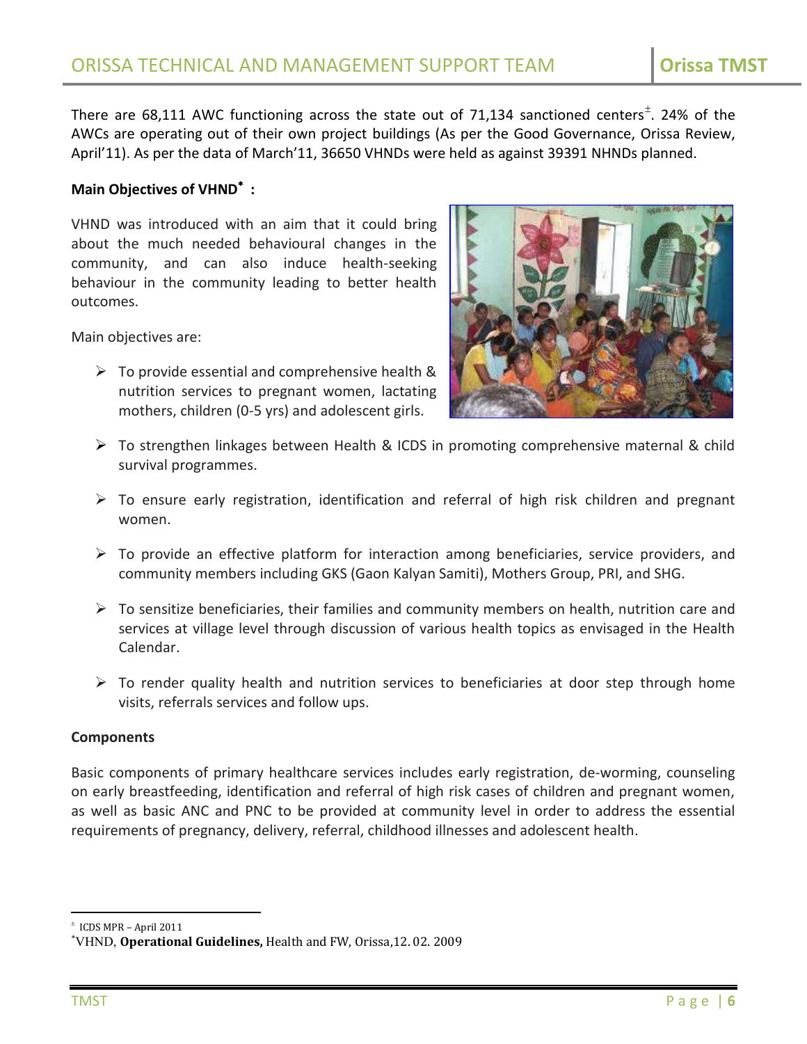There are 68,111 AWC functioning across the state out of 71,134 sanctioned centers[±]. 24% of the AWCs are operating out of their own project buildings (As per the Good Governance, Orissa Review, April'11). As per the data of March'11, 36650 VHNDs were held as against 39391 NHNDs planned.

**Main Objectives of VHND[*] :**

VHND was introduced with an aim that it could bring about the much needed behavioural changes in the community, and can also induce health-seeking behaviour in the community leading to better health outcomes.

Main objectives are:

- To provide essential and comprehensive health & nutrition services to pregnant women, lactating mothers, children (0-5 yrs) and adolescent girls.
- To strengthen linkages between Health & ICDS in promoting comprehensive maternal & child survival programmes.
- To ensure early registration, identification and referral of high risk children and pregnant women.
- To provide an effective platform for interaction among beneficiaries, service providers, and community members including GKS (Gaon Kalyan Samiti), Mothers Group, PRI, and SHG.
- To sensitize beneficiaries, their families and community members on health, nutrition care and services at village level through discussion of various health topics as envisaged in the Health Calendar.
- To render quality health and nutrition services to beneficiaries at door step through home visits, referrals services and follow ups.

**Components**

Basic components of primary healthcare services includes early registration, de-worming, counseling on early breastfeeding, identification and referral of high risk cases of children and pregnant women, as well as basic ANC and PNC to be provided at community level in order to address the essential requirements of pregnancy, delivery, referral, childhood illnesses and adolescent health.

---

[±] ICDS MPR – April 2011

[*] VHND, **Operational Guidelines,** Health and FW, Orissa,12. 02. 2009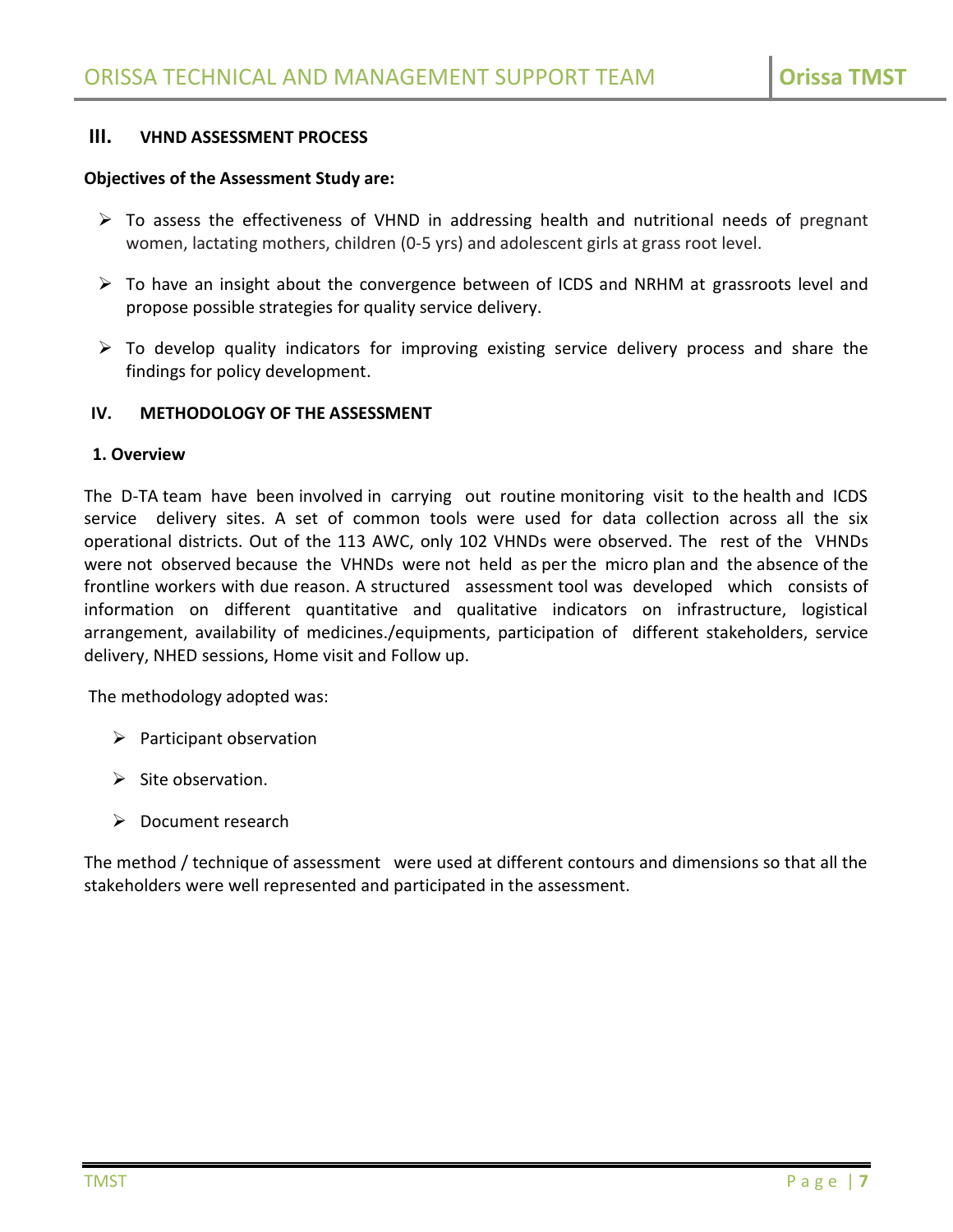## III. VHND ASSESSMENT PROCESS

**Objectives of the Assessment Study are:**

- To assess the effectiveness of VHND in addressing health and nutritional needs of pregnant women, lactating mothers, children (0-5 yrs) and adolescent girls at grass root level.
- To have an insight about the convergence between of ICDS and NRHM at grassroots level and propose possible strategies for quality service delivery.
- To develop quality indicators for improving existing service delivery process and share the findings for policy development.

## IV. METHODOLOGY OF THE ASSESSMENT

### 1. Overview

The D-TA team have been involved in carrying out routine monitoring visit to the health and ICDS service delivery sites. A set of common tools were used for data collection across all the six operational districts. Out of the 113 AWC, only 102 VHNDs were observed. The rest of the VHNDs were not observed because the VHNDs were not held as per the micro plan and the absence of the frontline workers with due reason. A structured assessment tool was developed which consists of information on different quantitative and qualitative indicators on infrastructure, logistical arrangement, availability of medicines./equipments, participation of different stakeholders, service delivery, NHED sessions, Home visit and Follow up.

The methodology adopted was:

- Participant observation
- Site observation.
- Document research

The method / technique of assessment were used at different contours and dimensions so that all the stakeholders were well represented and participated in the assessment.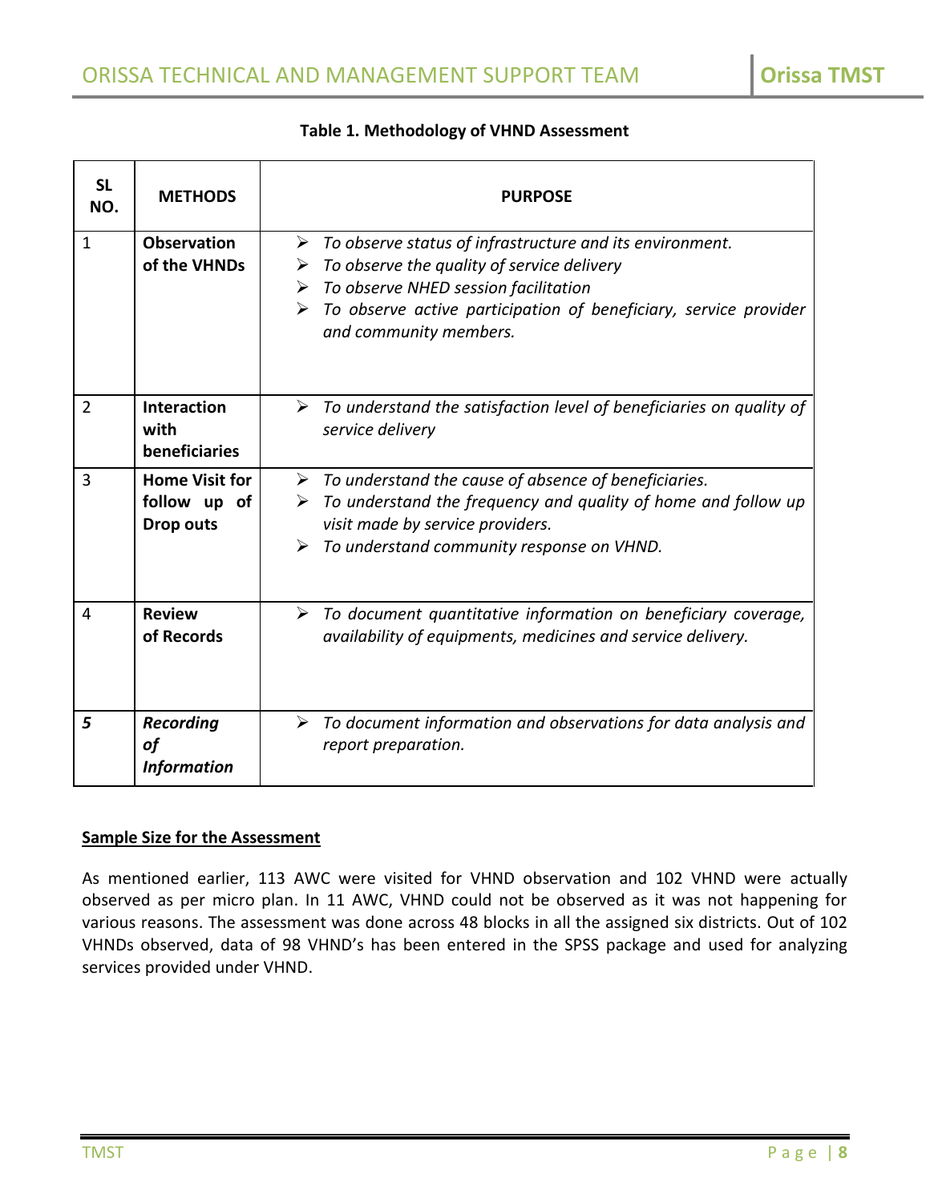**Table 1. Methodology of VHND Assessment**

| SL NO. | METHODS | PURPOSE |
|---|---|---|
| 1 | **Observation of the VHNDs** | ➢ *To observe status of infrastructure and its environment.*<br>➢ *To observe the quality of service delivery*<br>➢ *To observe NHED session facilitation*<br>➢ *To observe active participation of beneficiary, service provider and community members.* |
| 2 | **Interaction with beneficiaries** | ➢ *To understand the satisfaction level of beneficiaries on quality of service delivery* |
| 3 | **Home Visit for follow up of Drop outs** | ➢ *To understand the cause of absence of beneficiaries.*<br>➢ *To understand the frequency and quality of home and follow up visit made by service providers.*<br>➢ *To understand community response on VHND.* |
| 4 | **Review of Records** | ➢ *To document quantitative information on beneficiary coverage, availability of equipments, medicines and service delivery.* |
| ***5*** | ***Recording of Information*** | ➢ *To document information and observations for data analysis and report preparation.* |

**Sample Size for the Assessment**

As mentioned earlier, 113 AWC were visited for VHND observation and 102 VHND were actually observed as per micro plan. In 11 AWC, VHND could not be observed as it was not happening for various reasons. The assessment was done across 48 blocks in all the assigned six districts. Out of 102 VHNDs observed, data of 98 VHND's has been entered in the SPSS package and used for analyzing services provided under VHND.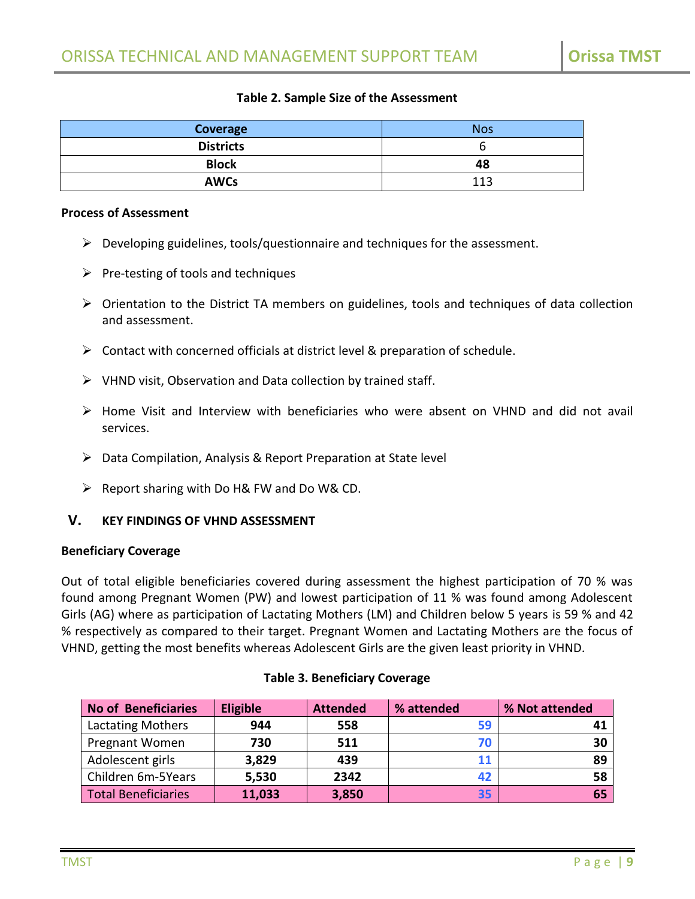**Table 2. Sample Size of the Assessment**

| Coverage | Nos |
|---|---|
| **Districts** | 6 |
| **Block** | **48** |
| **AWCs** | 113 |

**Process of Assessment**

- Developing guidelines, tools/questionnaire and techniques for the assessment.
- Pre-testing of tools and techniques
- Orientation to the District TA members on guidelines, tools and techniques of data collection and assessment.
- Contact with concerned officials at district level & preparation of schedule.
- VHND visit, Observation and Data collection by trained staff.
- Home Visit and Interview with beneficiaries who were absent on VHND and did not avail services.
- Data Compilation, Analysis & Report Preparation at State level
- Report sharing with Do H& FW and Do W& CD.

## V. KEY FINDINGS OF VHND ASSESSMENT

**Beneficiary Coverage**

Out of total eligible beneficiaries covered during assessment the highest participation of 70 % was found among Pregnant Women (PW) and lowest participation of 11 % was found among Adolescent Girls (AG) where as participation of Lactating Mothers (LM) and Children below 5 years is 59 % and 42 % respectively as compared to their target. Pregnant Women and Lactating Mothers are the focus of VHND, getting the most benefits whereas Adolescent Girls are the given least priority in VHND.

**Table 3. Beneficiary Coverage**

| No of Beneficiaries | Eligible | Attended | % attended | % Not attended |
|---|---|---|---|---|
| Lactating Mothers | **944** | **558** | **59** | **41** |
| Pregnant Women | **730** | **511** | **70** | **30** |
| Adolescent girls | **3,829** | **439** | **11** | **89** |
| Children 6m-5Years | **5,530** | **2342** | **42** | **58** |
| Total Beneficiaries | **11,033** | **3,850** | **35** | **65** |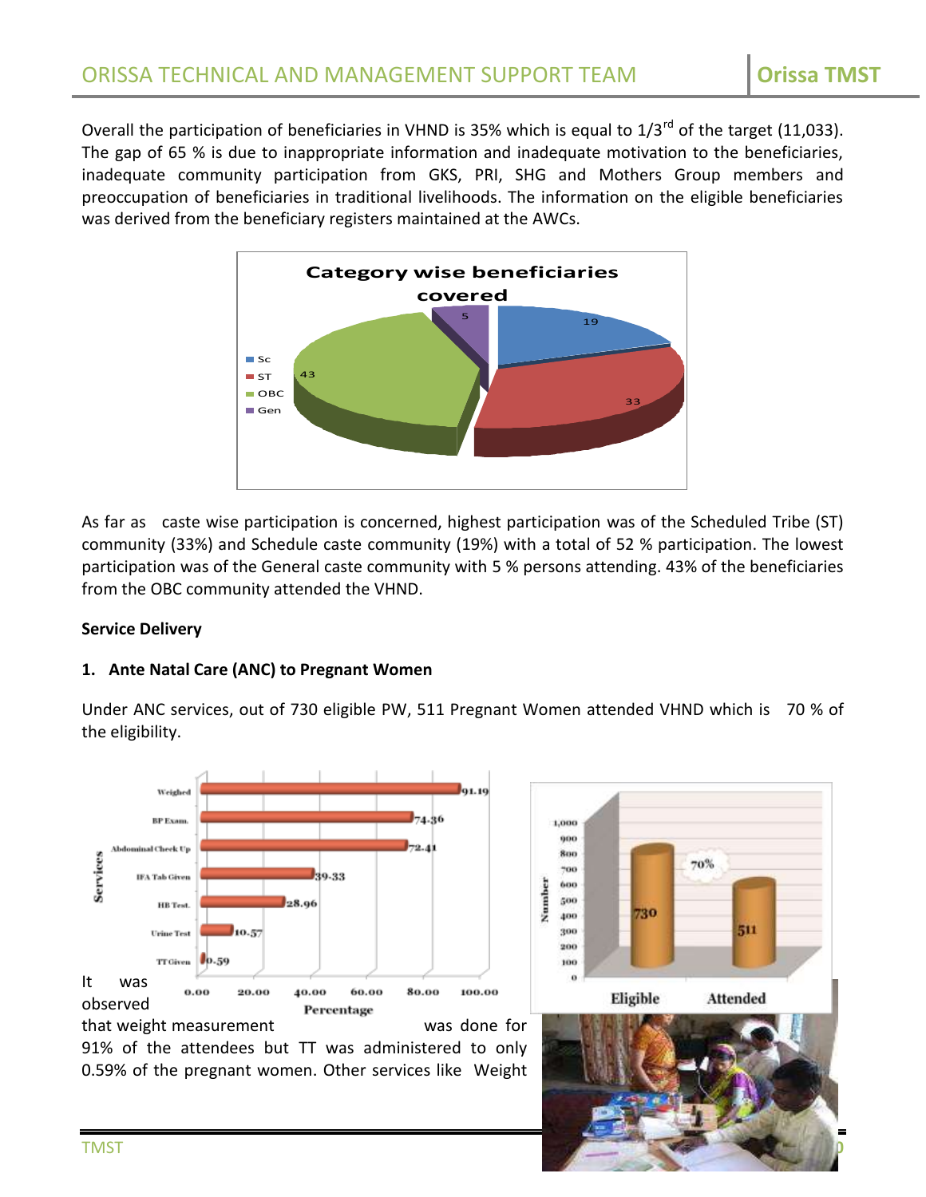Overall the participation of beneficiaries in VHND is 35% which is equal to 1/3rd of the target (11,033). The gap of 65 % is due to inappropriate information and inadequate motivation to the beneficiaries, inadequate community participation from GKS, PRI, SHG and Mothers Group members and preoccupation of beneficiaries in traditional livelihoods. The information on the eligible beneficiaries was derived from the beneficiary registers maintained at the AWCs.

**Category wise beneficiaries covered**

| Category | Value |
|---|---|
| Sc | 19 |
| ST | 33 |
| OBC | 43 |
| Gen | 5 |

As far as caste wise participation is concerned, highest participation was of the Scheduled Tribe (ST) community (33%) and Schedule caste community (19%) with a total of 52 % participation. The lowest participation was of the General caste community with 5 % persons attending. 43% of the beneficiaries from the OBC community attended the VHND.

**Service Delivery**

**1. Ante Natal Care (ANC) to Pregnant Women**

Under ANC services, out of 730 eligible PW, 511 Pregnant Women attended VHND which is 70 % of the eligibility.

| Services | Percentage |
|---|---|
| Weighed | 91.19 |
| BP Exam. | 74.36 |
| Abdominal Check Up | 72.41 |
| IFA Tab Given | 39.33 |
| HB Test. | 28.96 |
| Urine Test | 10.57 |
| TT Given | 0.59 |

| | Number |
|---|---|
| Eligible | 730 |
| Attended | 511 (70%) |

It was observed that weight measurement was done for 91% of the attendees but TT was administered to only 0.59% of the pregnant women. Other services like Weight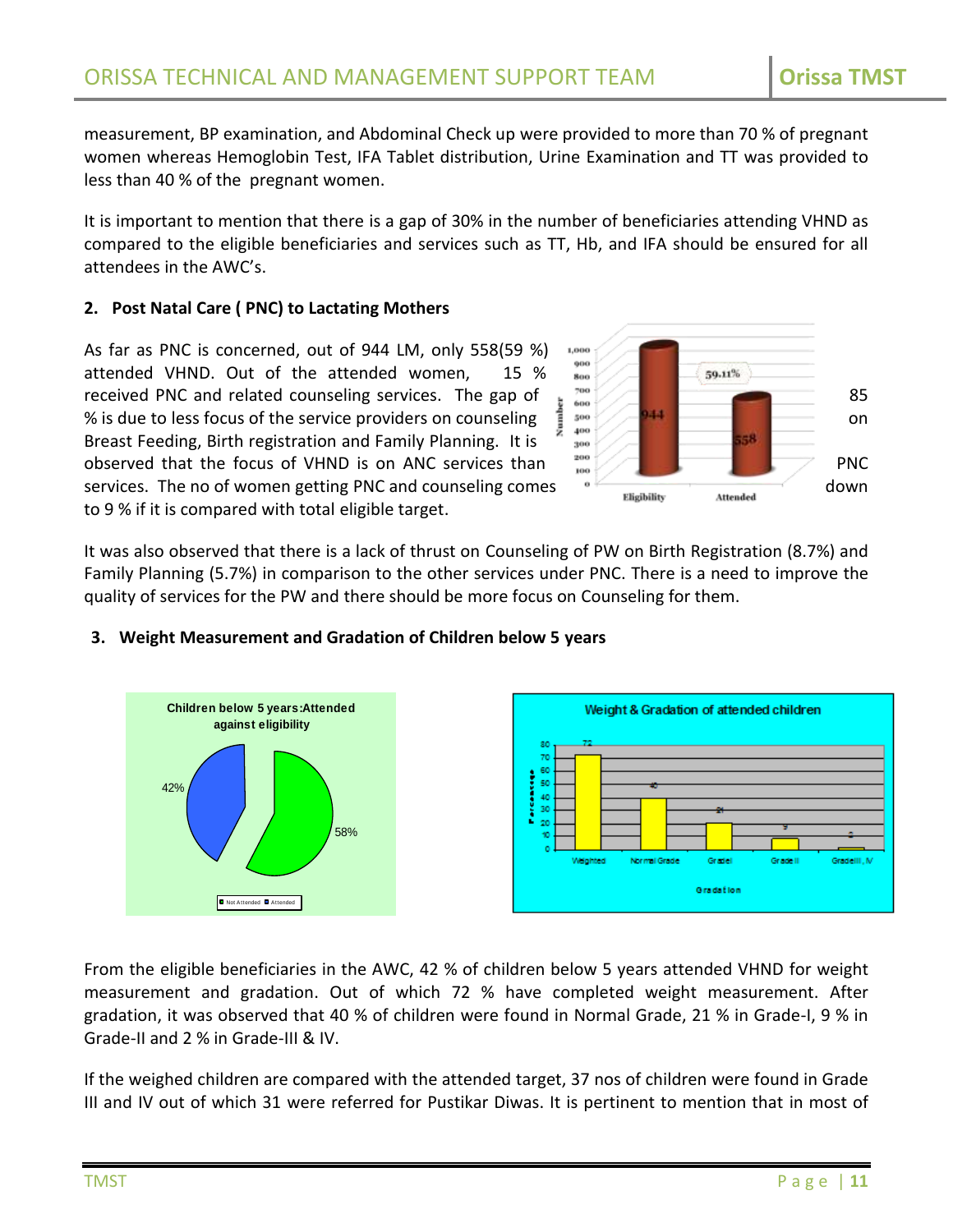measurement, BP examination, and Abdominal Check up were provided to more than 70 % of pregnant women whereas Hemoglobin Test, IFA Tablet distribution, Urine Examination and TT was provided to less than 40 % of the pregnant women.

It is important to mention that there is a gap of 30% in the number of beneficiaries attending VHND as compared to the eligible beneficiaries and services such as TT, Hb, and IFA should be ensured for all attendees in the AWC's.

**2. Post Natal Care ( PNC) to Lactating Mothers**

As far as PNC is concerned, out of 944 LM, only 558(59 %) attended VHND. Out of the attended women, 15 % received PNC and related counseling services. The gap of 85 % is due to less focus of the service providers on counseling on Breast Feeding, Birth registration and Family Planning. It is observed that the focus of VHND is on ANC services than PNC services. The no of women getting PNC and counseling comes down to 9 % if it is compared with total eligible target.

It was also observed that there is a lack of thrust on Counseling of PW on Birth Registration (8.7%) and Family Planning (5.7%) in comparison to the other services under PNC. There is a need to improve the quality of services for the PW and there should be more focus on Counseling for them.

**3. Weight Measurement and Gradation of Children below 5 years**

From the eligible beneficiaries in the AWC, 42 % of children below 5 years attended VHND for weight measurement and gradation. Out of which 72 % have completed weight measurement. After gradation, it was observed that 40 % of children were found in Normal Grade, 21 % in Grade-I, 9 % in Grade-II and 2 % in Grade-III & IV.

If the weighed children are compared with the attended target, 37 nos of children were found in Grade III and IV out of which 31 were referred for Pustikar Diwas. It is pertinent to mention that in most of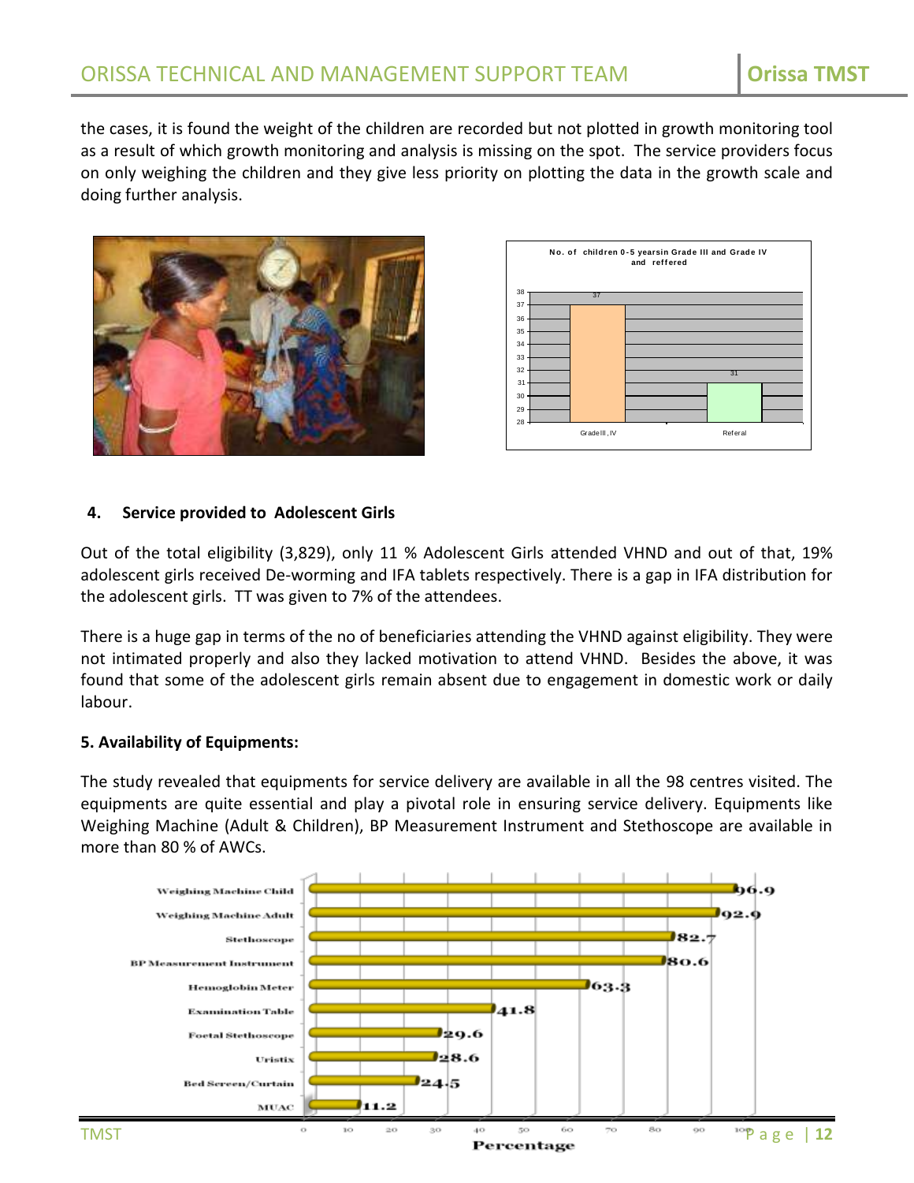the cases, it is found the weight of the children are recorded but not plotted in growth monitoring tool as a result of which growth monitoring and analysis is missing on the spot. The service providers focus on only weighing the children and they give less priority on plotting the data in the growth scale and doing further analysis.

**No. of children 0-5 yearsin Grade III and Grade IV and reffered**

| Category | Number |
|---|---|
| Grade III , IV | 37 |
| Referal | 31 |

## 4. Service provided to Adolescent Girls

Out of the total eligibility (3,829), only 11 % Adolescent Girls attended VHND and out of that, 19% adolescent girls received De-worming and IFA tablets respectively. There is a gap in IFA distribution for the adolescent girls. TT was given to 7% of the attendees.

There is a huge gap in terms of the no of beneficiaries attending the VHND against eligibility. They were not intimated properly and also they lacked motivation to attend VHND. Besides the above, it was found that some of the adolescent girls remain absent due to engagement in domestic work or daily labour.

## 5. Availability of Equipments:

The study revealed that equipments for service delivery are available in all the 98 centres visited. The equipments are quite essential and play a pivotal role in ensuring service delivery. Equipments like Weighing Machine (Adult & Children), BP Measurement Instrument and Stethoscope are available in more than 80 % of AWCs.

| Equipment | Percentage |
|---|---|
| Weighing Machine Child | 96.9 |
| Weighing Machine Adult | 92.9 |
| Stethoscope | 82.7 |
| BP Measurement Instrument | 80.6 |
| Hemoglobin Meter | 63.3 |
| Examination Table | 41.8 |
| Foetal Stethoscope | 29.6 |
| Uristix | 28.6 |
| Bed Screen/Curtain | 24.5 |
| MUAC | 11.2 |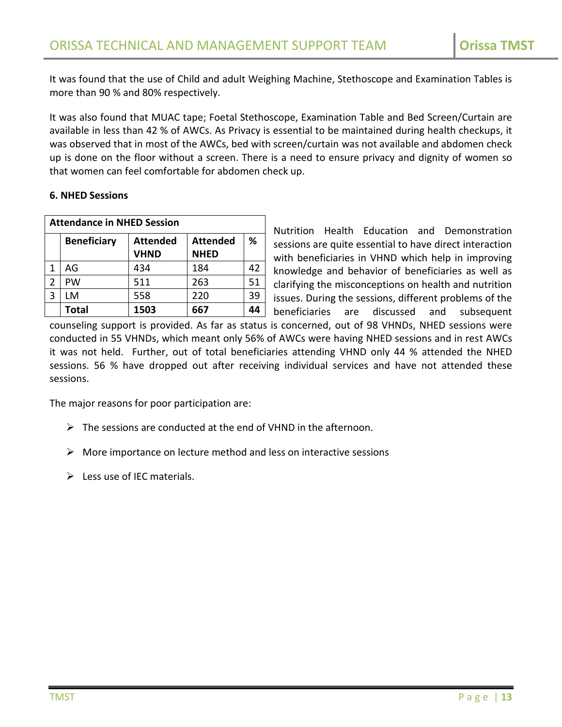It was found that the use of Child and adult Weighing Machine, Stethoscope and Examination Tables is more than 90 % and 80% respectively.

It was also found that MUAC tape; Foetal Stethoscope, Examination Table and Bed Screen/Curtain are available in less than 42 % of AWCs. As Privacy is essential to be maintained during health checkups, it was observed that in most of the AWCs, bed with screen/curtain was not available and abdomen check up is done on the floor without a screen. There is a need to ensure privacy and dignity of women so that women can feel comfortable for abdomen check up.

**6. NHED Sessions**

| **Attendance in NHED Session** | | | | |
|---|---|---|---|---|
| | **Beneficiary** | **Attended VHND** | **Attended NHED** | **%** |
| 1 | AG | 434 | 184 | 42 |
| 2 | PW | 511 | 263 | 51 |
| 3 | LM | 558 | 220 | 39 |
| | **Total** | **1503** | **667** | **44** |

Nutrition Health Education and Demonstration sessions are quite essential to have direct interaction with beneficiaries in VHND which help in improving knowledge and behavior of beneficiaries as well as clarifying the misconceptions on health and nutrition issues. During the sessions, different problems of the beneficiaries are discussed and subsequent counseling support is provided. As far as status is concerned, out of 98 VHNDs, NHED sessions were conducted in 55 VHNDs, which meant only 56% of AWCs were having NHED sessions and in rest AWCs it was not held. Further, out of total beneficiaries attending VHND only 44 % attended the NHED sessions. 56 % have dropped out after receiving individual services and have not attended these sessions.

The major reasons for poor participation are:

- The sessions are conducted at the end of VHND in the afternoon.
- More importance on lecture method and less on interactive sessions
- Less use of IEC materials.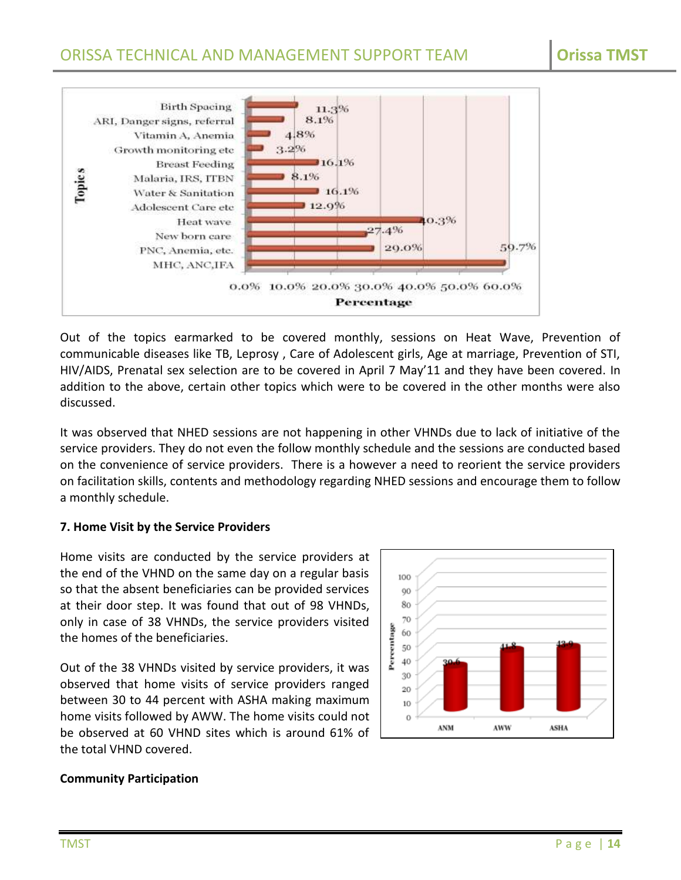Out of the topics earmarked to be covered monthly, sessions on Heat Wave, Prevention of communicable diseases like TB, Leprosy , Care of Adolescent girls, Age at marriage, Prevention of STI, HIV/AIDS, Prenatal sex selection are to be covered in April 7 May'11 and they have been covered. In addition to the above, certain other topics which were to be covered in the other months were also discussed.

It was observed that NHED sessions are not happening in other VHNDs due to lack of initiative of the service providers. They do not even the follow monthly schedule and the sessions are conducted based on the convenience of service providers. There is a however a need to reorient the service providers on facilitation skills, contents and methodology regarding NHED sessions and encourage them to follow a monthly schedule.

**7. Home Visit by the Service Providers**

Home visits are conducted by the service providers at the end of the VHND on the same day on a regular basis so that the absent beneficiaries can be provided services at their door step. It was found that out of 98 VHNDs, only in case of 38 VHNDs, the service providers visited the homes of the beneficiaries.

Out of the 38 VHNDs visited by service providers, it was observed that home visits of service providers ranged between 30 to 44 percent with ASHA making maximum home visits followed by AWW. The home visits could not be observed at 60 VHND sites which is around 61% of the total VHND covered.

**Community Participation**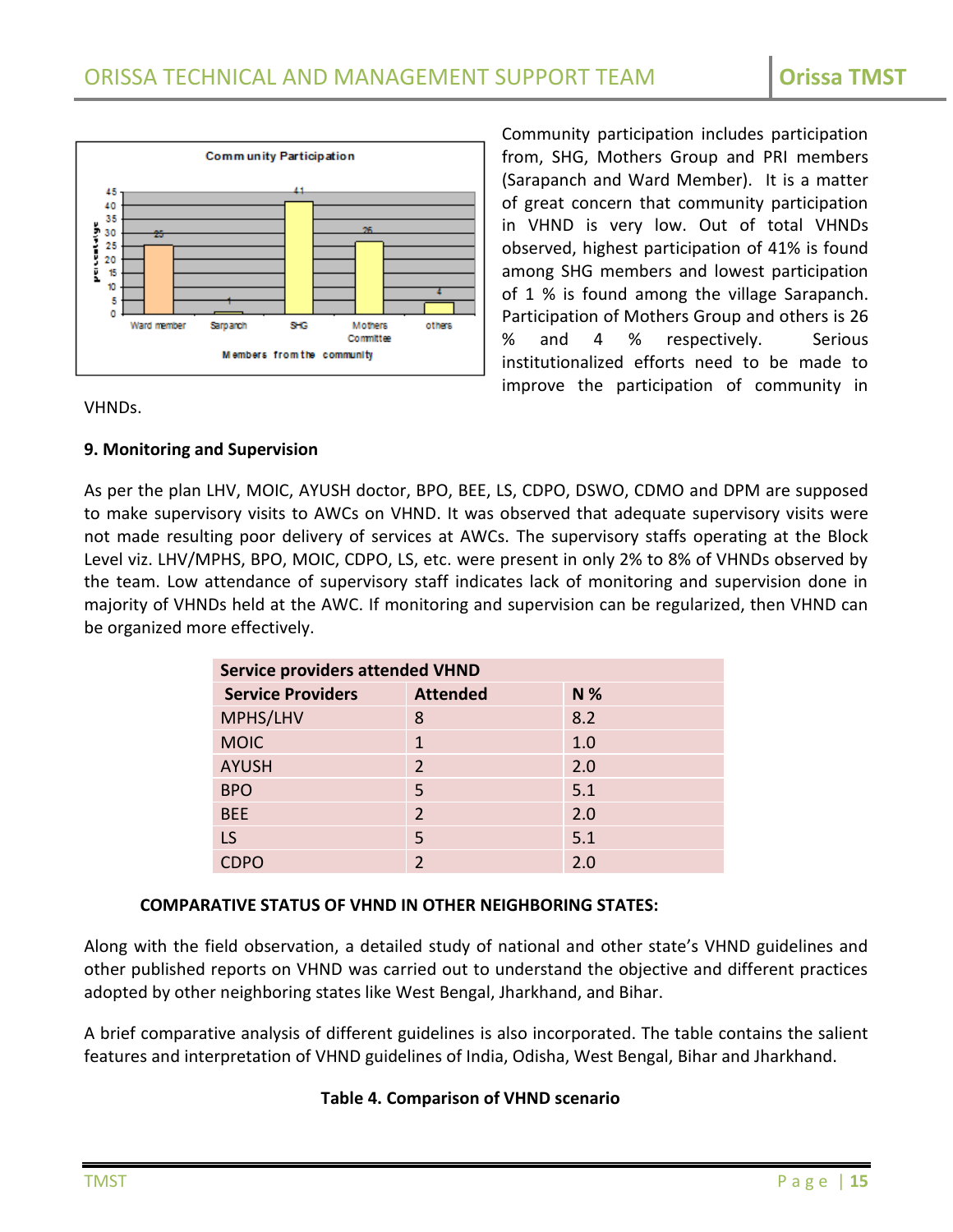Community participation includes participation from, SHG, Mothers Group and PRI members (Sarapanch and Ward Member). It is a matter of great concern that community participation in VHND is very low. Out of total VHNDs observed, highest participation of 41% is found among SHG members and lowest participation of 1 % is found among the village Sarapanch. Participation of Mothers Group and others is 26 % and 4 % respectively. Serious institutionalized efforts need to be made to improve the participation of community in VHNDs.

**9. Monitoring and Supervision**

As per the plan LHV, MOIC, AYUSH doctor, BPO, BEE, LS, CDPO, DSWO, CDMO and DPM are supposed to make supervisory visits to AWCs on VHND. It was observed that adequate supervisory visits were not made resulting poor delivery of services at AWCs. The supervisory staffs operating at the Block Level viz. LHV/MPHS, BPO, MOIC, CDPO, LS, etc. were present in only 2% to 8% of VHNDs observed by the team. Low attendance of supervisory staff indicates lack of monitoring and supervision done in majority of VHNDs held at the AWC. If monitoring and supervision can be regularized, then VHND can be organized more effectively.

| Service providers attended VHND | | |
|---|---|---|
| **Service Providers** | **Attended** | **N %** |
| MPHS/LHV | 8 | 8.2 |
| MOIC | 1 | 1.0 |
| AYUSH | 2 | 2.0 |
| BPO | 5 | 5.1 |
| BEE | 2 | 2.0 |
| LS | 5 | 5.1 |
| CDPO | 2 | 2.0 |

**COMPARATIVE STATUS OF VHND IN OTHER NEIGHBORING STATES:**

Along with the field observation, a detailed study of national and other state's VHND guidelines and other published reports on VHND was carried out to understand the objective and different practices adopted by other neighboring states like West Bengal, Jharkhand, and Bihar.

A brief comparative analysis of different guidelines is also incorporated. The table contains the salient features and interpretation of VHND guidelines of India, Odisha, West Bengal, Bihar and Jharkhand.

**Table 4. Comparison of VHND scenario**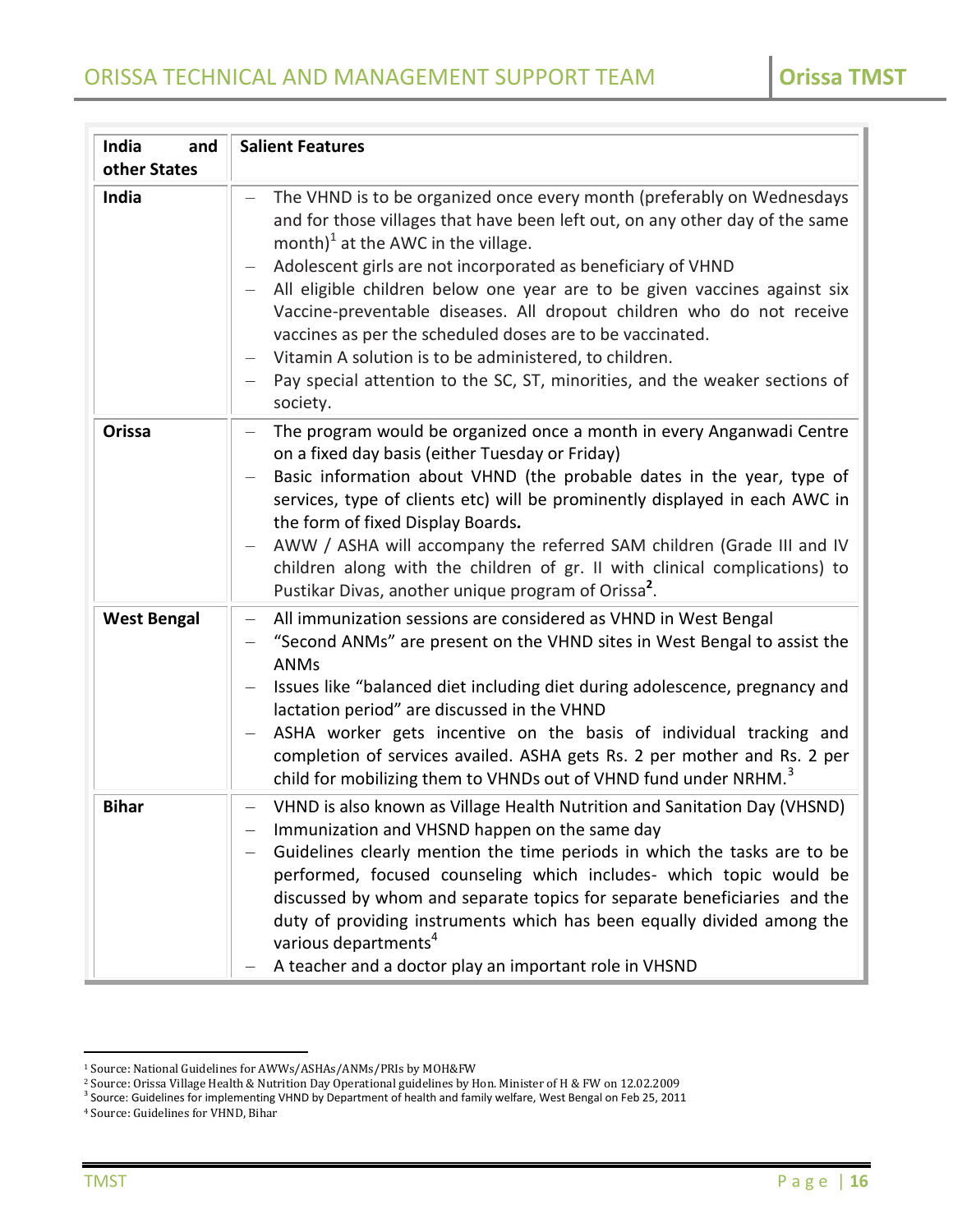| India and other States | Salient Features |
|---|---|
| **India** | – The VHND is to be organized once every month (preferably on Wednesdays and for those villages that have been left out, on any other day of the same month)[1] at the AWC in the village.<br>– Adolescent girls are not incorporated as beneficiary of VHND<br>– All eligible children below one year are to be given vaccines against six Vaccine-preventable diseases. All dropout children who do not receive vaccines as per the scheduled doses are to be vaccinated.<br>– Vitamin A solution is to be administered, to children.<br>– Pay special attention to the SC, ST, minorities, and the weaker sections of society. |
| **Orissa** | – The program would be organized once a month in every Anganwadi Centre on a fixed day basis (either Tuesday or Friday)<br>– Basic information about VHND (the probable dates in the year, type of services, type of clients etc) will be prominently displayed in each AWC in the form of fixed Display Boards.<br>– AWW / ASHA will accompany the referred SAM children (Grade III and IV children along with the children of gr. II with clinical complications) to Pustikar Divas, another unique program of Orissa[2]. |
| **West Bengal** | – All immunization sessions are considered as VHND in West Bengal<br>– "Second ANMs" are present on the VHND sites in West Bengal to assist the ANMs<br>– Issues like "balanced diet including diet during adolescence, pregnancy and lactation period" are discussed in the VHND<br>– ASHA worker gets incentive on the basis of individual tracking and completion of services availed. ASHA gets Rs. 2 per mother and Rs. 2 per child for mobilizing them to VHNDs out of VHND fund under NRHM.[3] |
| **Bihar** | – VHND is also known as Village Health Nutrition and Sanitation Day (VHSND)<br>– Immunization and VHSND happen on the same day<br>– Guidelines clearly mention the time periods in which the tasks are to be performed, focused counseling which includes- which topic would be discussed by whom and separate topics for separate beneficiaries and the duty of providing instruments which has been equally divided among the various departments[4]<br>– A teacher and a doctor play an important role in VHSND |

[1] Source: National Guidelines for AWWs/ASHAs/ANMs/PRIs by MOH&FW

[2] Source: Orissa Village Health & Nutrition Day Operational guidelines by Hon. Minister of H & FW on 12.02.2009

[3] Source: Guidelines for implementing VHND by Department of health and family welfare, West Bengal on Feb 25, 2011

[4] Source: Guidelines for VHND, Bihar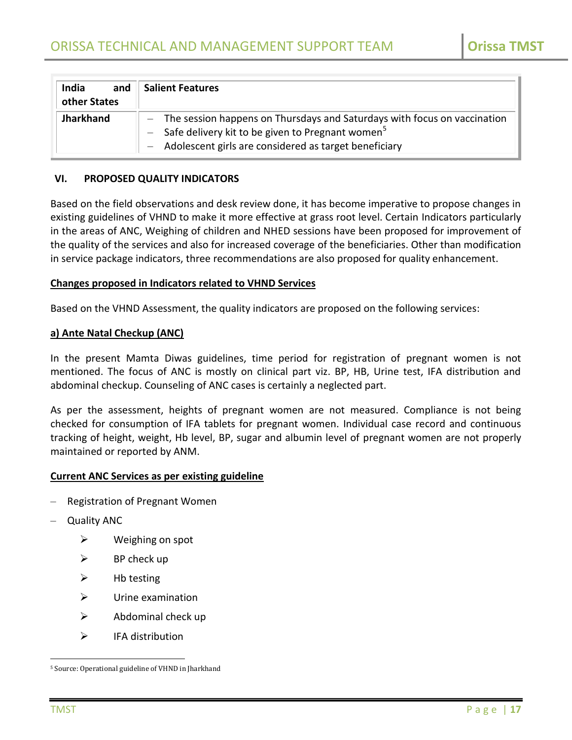| India and other States | Salient Features |
| --- | --- |
| Jharkhand | – The session happens on Thursdays and Saturdays with focus on vaccination<br>– Safe delivery kit to be given to Pregnant women[5]<br>– Adolescent girls are considered as target beneficiary |

## VI. PROPOSED QUALITY INDICATORS

Based on the field observations and desk review done, it has become imperative to propose changes in existing guidelines of VHND to make it more effective at grass root level. Certain Indicators particularly in the areas of ANC, Weighing of children and NHED sessions have been proposed for improvement of the quality of the services and also for increased coverage of the beneficiaries. Other than modification in service package indicators, three recommendations are also proposed for quality enhancement.

**Changes proposed in Indicators related to VHND Services**

Based on the VHND Assessment, the quality indicators are proposed on the following services:

**a) Ante Natal Checkup (ANC)**

In the present Mamta Diwas guidelines, time period for registration of pregnant women is not mentioned. The focus of ANC is mostly on clinical part viz. BP, HB, Urine test, IFA distribution and abdominal checkup. Counseling of ANC cases is certainly a neglected part.

As per the assessment, heights of pregnant women are not measured. Compliance is not being checked for consumption of IFA tablets for pregnant women. Individual case record and continuous tracking of height, weight, Hb level, BP, sugar and albumin level of pregnant women are not properly maintained or reported by ANM.

**Current ANC Services as per existing guideline**

- Registration of Pregnant Women
- Quality ANC
  - Weighing on spot
  - BP check up
  - Hb testing
  - Urine examination
  - Abdominal check up
  - IFA distribution

[5] Source: Operational guideline of VHND in Jharkhand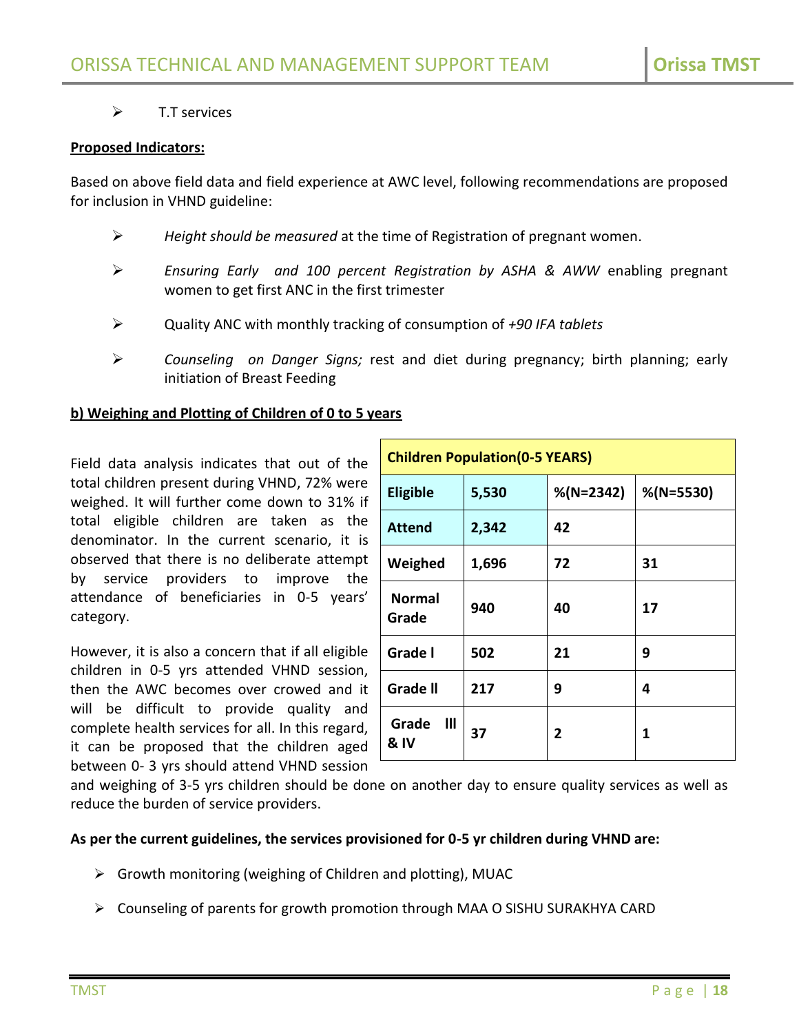- T.T services

**Proposed Indicators:**

Based on above field data and field experience at AWC level, following recommendations are proposed for inclusion in VHND guideline:

- *Height should be measured* at the time of Registration of pregnant women.
- *Ensuring Early and 100 percent Registration by ASHA & AWW* enabling pregnant women to get first ANC in the first trimester
- Quality ANC with monthly tracking of consumption of *+90 IFA tablets*
- *Counseling on Danger Signs;* rest and diet during pregnancy; birth planning; early initiation of Breast Feeding

**b) Weighing and Plotting of Children of 0 to 5 years**

| Children Population(0-5 YEARS) | | | |
|---|---|---|---|
| **Eligible** | **5,530** | **%(N=2342)** | **%(N=5530)** |
| **Attend** | **2,342** | **42** | |
| **Weighed** | **1,696** | **72** | **31** |
| **Normal Grade** | **940** | **40** | **17** |
| **Grade I** | **502** | **21** | **9** |
| **Grade II** | **217** | **9** | **4** |
| **Grade III & IV** | **37** | **2** | **1** |

Field data analysis indicates that out of the total children present during VHND, 72% were weighed. It will further come down to 31% if total eligible children are taken as the denominator. In the current scenario, it is observed that there is no deliberate attempt by service providers to improve the attendance of beneficiaries in 0-5 years' category.

However, it is also a concern that if all eligible children in 0-5 yrs attended VHND session, then the AWC becomes over crowed and it will be difficult to provide quality and complete health services for all. In this regard, it can be proposed that the children aged between 0- 3 yrs should attend VHND session and weighing of 3-5 yrs children should be done on another day to ensure quality services as well as reduce the burden of service providers.

**As per the current guidelines, the services provisioned for 0-5 yr children during VHND are:**

- Growth monitoring (weighing of Children and plotting), MUAC
- Counseling of parents for growth promotion through MAA O SISHU SURAKHYA CARD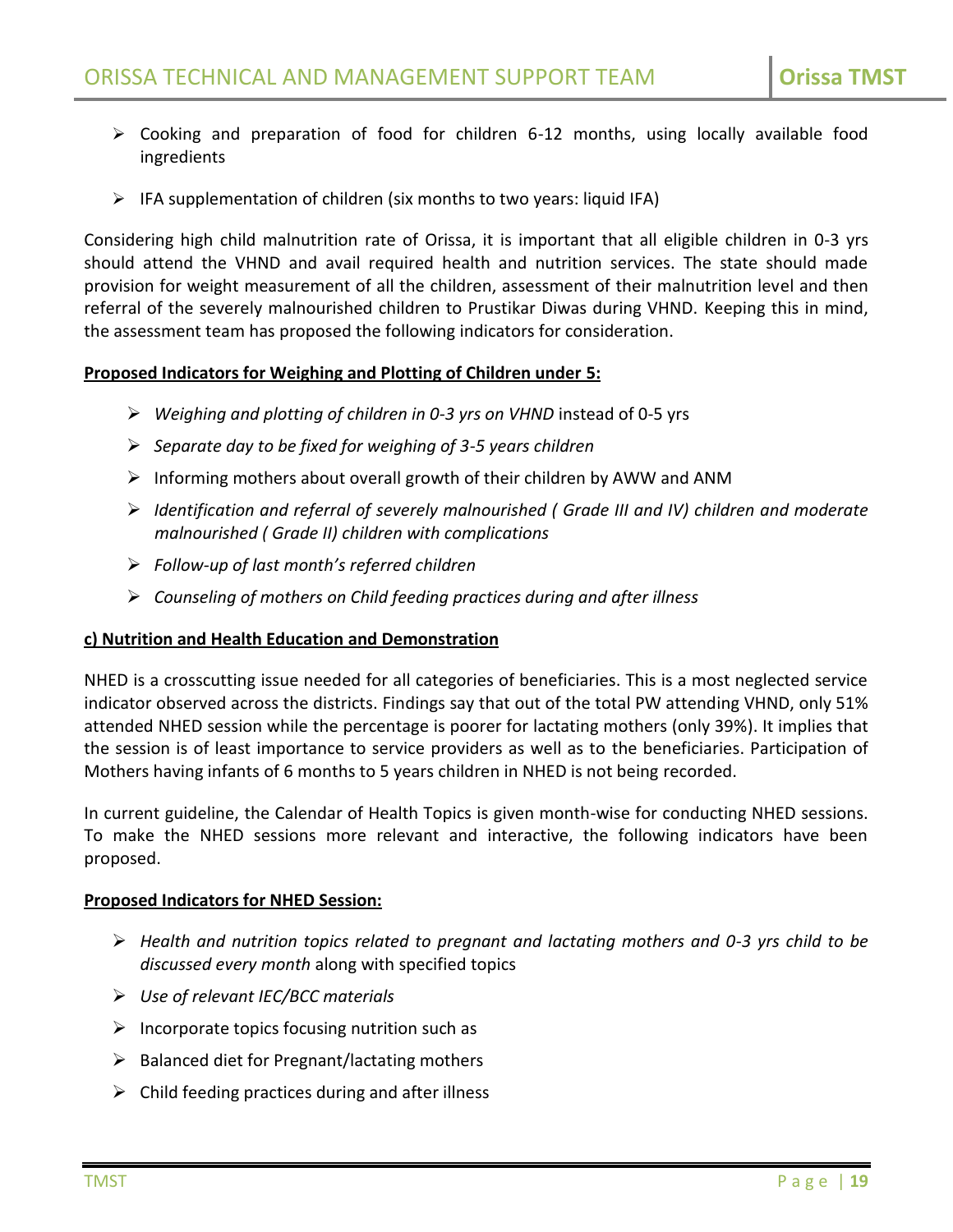- Cooking and preparation of food for children 6-12 months, using locally available food ingredients
- IFA supplementation of children (six months to two years: liquid IFA)

Considering high child malnutrition rate of Orissa, it is important that all eligible children in 0-3 yrs should attend the VHND and avail required health and nutrition services. The state should made provision for weight measurement of all the children, assessment of their malnutrition level and then referral of the severely malnourished children to Prustikar Diwas during VHND. Keeping this in mind, the assessment team has proposed the following indicators for consideration.

**Proposed Indicators for Weighing and Plotting of Children under 5:**

- *Weighing and plotting of children in 0-3 yrs on VHND* instead of 0-5 yrs
- *Separate day to be fixed for weighing of 3-5 years children*
- Informing mothers about overall growth of their children by AWW and ANM
- *Identification and referral of severely malnourished ( Grade III and IV) children and moderate malnourished ( Grade II) children with complications*
- *Follow-up of last month's referred children*
- *Counseling of mothers on Child feeding practices during and after illness*

**c) Nutrition and Health Education and Demonstration**

NHED is a crosscutting issue needed for all categories of beneficiaries. This is a most neglected service indicator observed across the districts. Findings say that out of the total PW attending VHND, only 51% attended NHED session while the percentage is poorer for lactating mothers (only 39%). It implies that the session is of least importance to service providers as well as to the beneficiaries. Participation of Mothers having infants of 6 months to 5 years children in NHED is not being recorded.

In current guideline, the Calendar of Health Topics is given month-wise for conducting NHED sessions. To make the NHED sessions more relevant and interactive, the following indicators have been proposed.

**Proposed Indicators for NHED Session:**

- *Health and nutrition topics related to pregnant and lactating mothers and 0-3 yrs child to be discussed every month* along with specified topics
- *Use of relevant IEC/BCC materials*
- Incorporate topics focusing nutrition such as
- Balanced diet for Pregnant/lactating mothers
- Child feeding practices during and after illness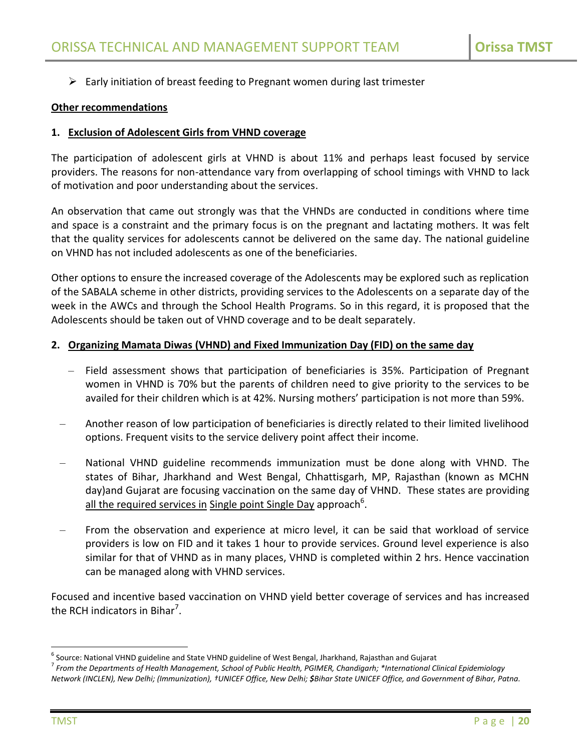- Early initiation of breast feeding to Pregnant women during last trimester

**Other recommendations**

**1. Exclusion of Adolescent Girls from VHND coverage**

The participation of adolescent girls at VHND is about 11% and perhaps least focused by service providers. The reasons for non-attendance vary from overlapping of school timings with VHND to lack of motivation and poor understanding about the services.

An observation that came out strongly was that the VHNDs are conducted in conditions where time and space is a constraint and the primary focus is on the pregnant and lactating mothers. It was felt that the quality services for adolescents cannot be delivered on the same day. The national guideline on VHND has not included adolescents as one of the beneficiaries.

Other options to ensure the increased coverage of the Adolescents may be explored such as replication of the SABALA scheme in other districts, providing services to the Adolescents on a separate day of the week in the AWCs and through the School Health Programs. So in this regard, it is proposed that the Adolescents should be taken out of VHND coverage and to be dealt separately.

**2. Organizing Mamata Diwas (VHND) and Fixed Immunization Day (FID) on the same day**

- Field assessment shows that participation of beneficiaries is 35%. Participation of Pregnant women in VHND is 70% but the parents of children need to give priority to the services to be availed for their children which is at 42%. Nursing mothers' participation is not more than 59%.
- Another reason of low participation of beneficiaries is directly related to their limited livelihood options. Frequent visits to the service delivery point affect their income.
- National VHND guideline recommends immunization must be done along with VHND. The states of Bihar, Jharkhand and West Bengal, Chhattisgarh, MP, Rajasthan (known as MCHN day)and Gujarat are focusing vaccination on the same day of VHND. These states are providing all the required services in Single point Single Day approach[6].
- From the observation and experience at micro level, it can be said that workload of service providers is low on FID and it takes 1 hour to provide services. Ground level experience is also similar for that of VHND as in many places, VHND is completed within 2 hrs. Hence vaccination can be managed along with VHND services.

Focused and incentive based vaccination on VHND yield better coverage of services and has increased the RCH indicators in Bihar[7].

[6] Source: National VHND guideline and State VHND guideline of West Bengal, Jharkhand, Rajasthan and Gujarat

[7] *From the Departments of Health Management, School of Public Health, PGIMER, Chandigarh; \*International Clinical Epidemiology Network (INCLEN), New Delhi; (Immunization), †UNICEF Office, New Delhi; $Bihar State UNICEF Office, and Government of Bihar, Patna.*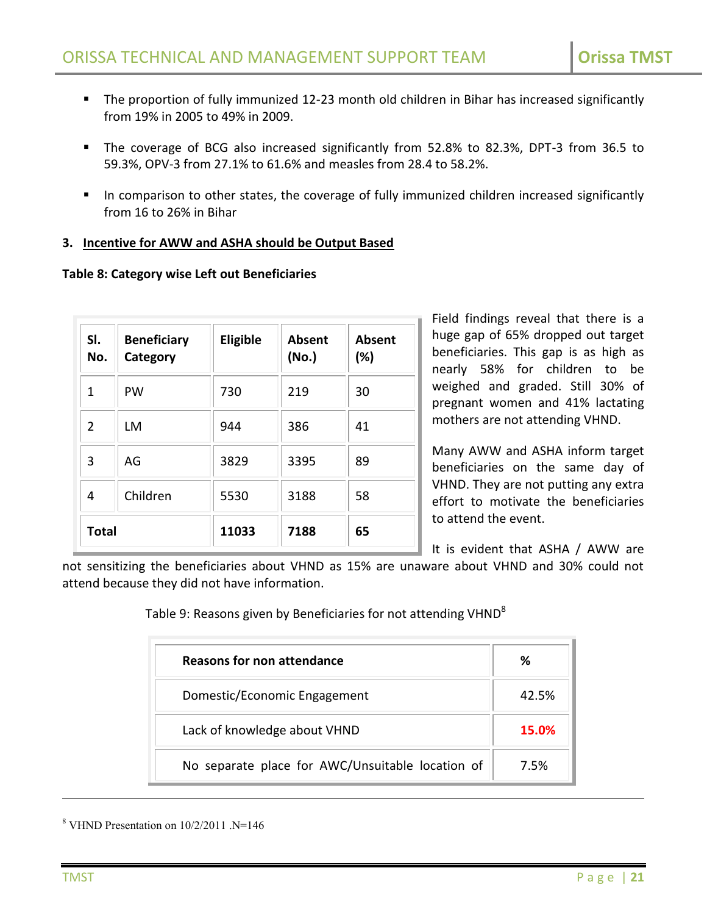- The proportion of fully immunized 12-23 month old children in Bihar has increased significantly from 19% in 2005 to 49% in 2009.
- The coverage of BCG also increased significantly from 52.8% to 82.3%, DPT-3 from 36.5 to 59.3%, OPV-3 from 27.1% to 61.6% and measles from 28.4 to 58.2%.
- In comparison to other states, the coverage of fully immunized children increased significantly from 16 to 26% in Bihar

### 3. Incentive for AWW and ASHA should be Output Based

**Table 8: Category wise Left out Beneficiaries**

| Sl. No. | Beneficiary Category | Eligible | Absent (No.) | Absent (%) |
|---|---|---|---|---|
| 1 | PW | 730 | 219 | 30 |
| 2 | LM | 944 | 386 | 41 |
| 3 | AG | 3829 | 3395 | 89 |
| 4 | Children | 5530 | 3188 | 58 |
| **Total** | | **11033** | **7188** | **65** |

Field findings reveal that there is a huge gap of 65% dropped out target beneficiaries. This gap is as high as nearly 58% for children to be weighed and graded. Still 30% of pregnant women and 41% lactating mothers are not attending VHND.

Many AWW and ASHA inform target beneficiaries on the same day of VHND. They are not putting any extra effort to motivate the beneficiaries to attend the event.

It is evident that ASHA / AWW are not sensitizing the beneficiaries about VHND as 15% are unaware about VHND and 30% could not attend because they did not have information.

Table 9: Reasons given by Beneficiaries for not attending VHND[8]

| Reasons for non attendance | % |
|---|---|
| Domestic/Economic Engagement | 42.5% |
| Lack of knowledge about VHND | 15.0% |
| No separate place for AWC/Unsuitable location of | 7.5% |

[8] VHND Presentation on 10/2/2011 .N=146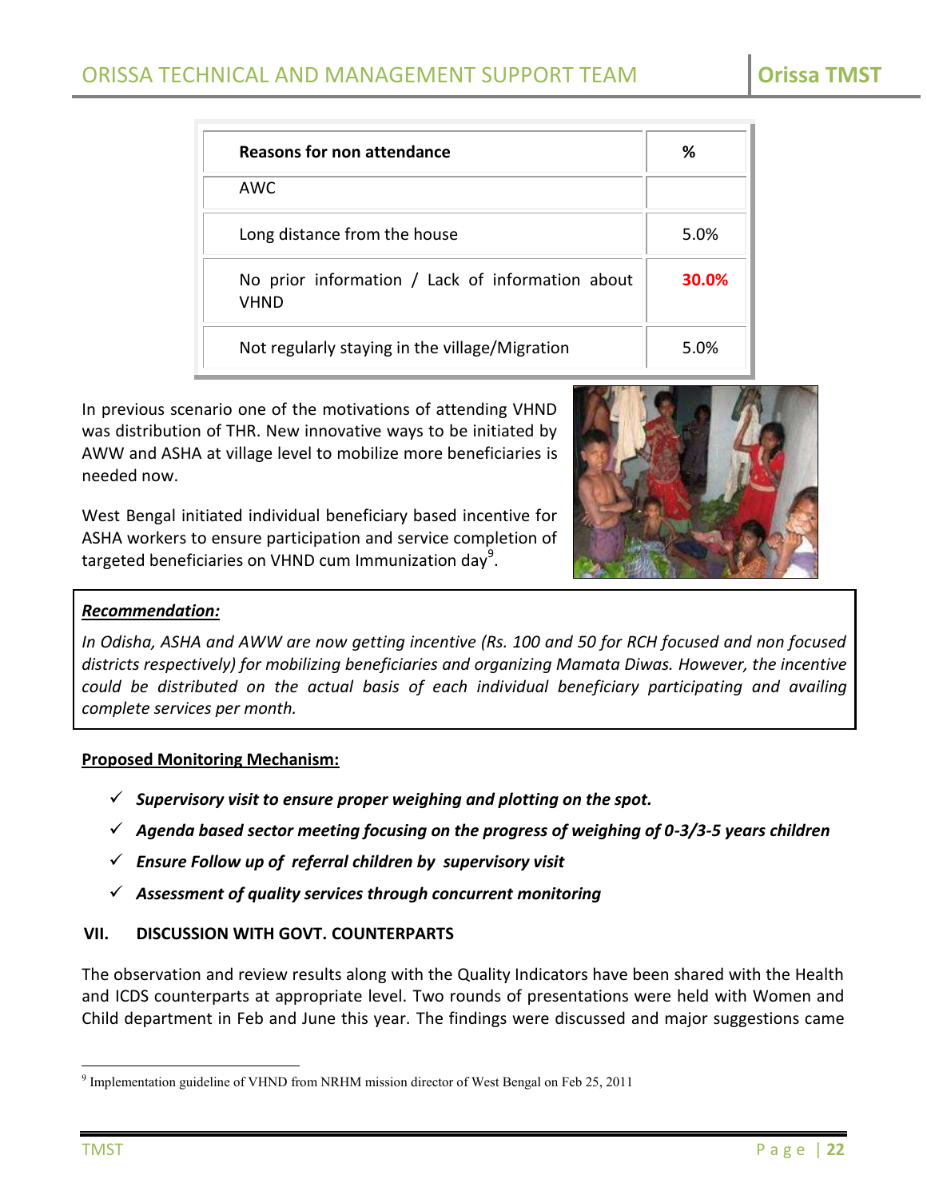| Reasons for non attendance | % |
|---|---|
| AWC | |
| Long distance from the house | 5.0% |
| No prior information / Lack of information about VHND | **30.0%** |
| Not regularly staying in the village/Migration | 5.0% |

In previous scenario one of the motivations of attending VHND was distribution of THR. New innovative ways to be initiated by AWW and ASHA at village level to mobilize more beneficiaries is needed now.

West Bengal initiated individual beneficiary based incentive for ASHA workers to ensure participation and service completion of targeted beneficiaries on VHND cum Immunization day[9].

***Recommendation:***

*In Odisha, ASHA and AWW are now getting incentive (Rs. 100 and 50 for RCH focused and non focused districts respectively) for mobilizing beneficiaries and organizing Mamata Diwas. However, the incentive could be distributed on the actual basis of each individual beneficiary participating and availing complete services per month.*

**Proposed Monitoring Mechanism:**

- ✓ ***Supervisory visit to ensure proper weighing and plotting on the spot.***
- ✓ ***Agenda based sector meeting focusing on the progress of weighing of 0-3/3-5 years children***
- ✓ ***Ensure Follow up of referral children by supervisory visit***
- ✓ ***Assessment of quality services through concurrent monitoring***

## VII. DISCUSSION WITH GOVT. COUNTERPARTS

The observation and review results along with the Quality Indicators have been shared with the Health and ICDS counterparts at appropriate level. Two rounds of presentations were held with Women and Child department in Feb and June this year. The findings were discussed and major suggestions came

[9] Implementation guideline of VHND from NRHM mission director of West Bengal on Feb 25, 2011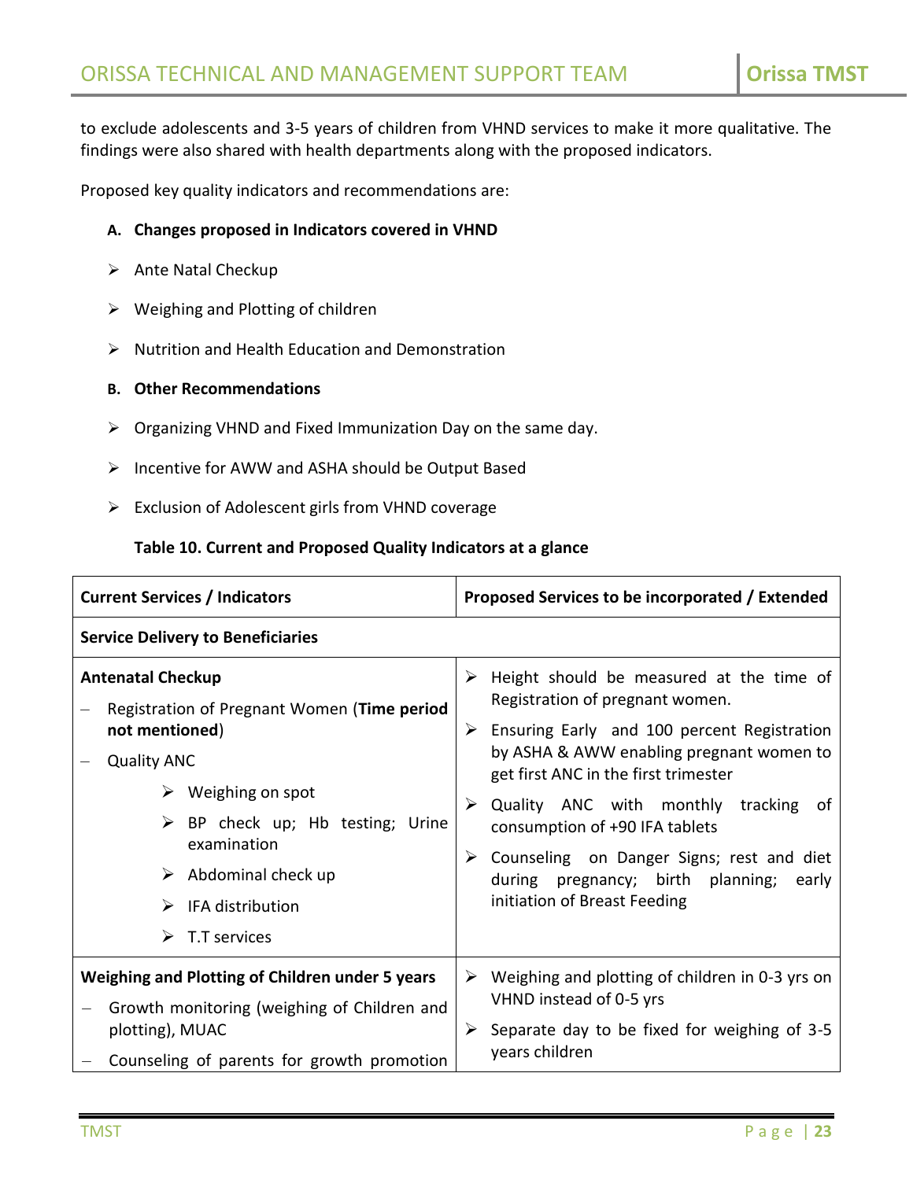to exclude adolescents and 3-5 years of children from VHND services to make it more qualitative. The findings were also shared with health departments along with the proposed indicators.

Proposed key quality indicators and recommendations are:

**A. Changes proposed in Indicators covered in VHND**

- Ante Natal Checkup
- Weighing and Plotting of children
- Nutrition and Health Education and Demonstration

**B. Other Recommendations**

- Organizing VHND and Fixed Immunization Day on the same day.
- Incentive for AWW and ASHA should be Output Based
- Exclusion of Adolescent girls from VHND coverage

**Table 10. Current and Proposed Quality Indicators at a glance**

| **Current Services / Indicators** | **Proposed Services to be incorporated / Extended** |
|---|---|
| **Service Delivery to Beneficiaries** | |
| **Antenatal Checkup**<br>– Registration of Pregnant Women (**Time period not mentioned**)<br>– Quality ANC<br>➢ Weighing on spot<br>➢ BP check up; Hb testing; Urine examination<br>➢ Abdominal check up<br>➢ IFA distribution<br>➢ T.T services | ➢ Height should be measured at the time of Registration of pregnant women.<br>➢ Ensuring Early and 100 percent Registration by ASHA & AWW enabling pregnant women to get first ANC in the first trimester<br>➢ Quality ANC with monthly tracking of consumption of +90 IFA tablets<br>➢ Counseling on Danger Signs; rest and diet during pregnancy; birth planning; early initiation of Breast Feeding |
| **Weighing and Plotting of Children under 5 years**<br>– Growth monitoring (weighing of Children and plotting), MUAC<br>– Counseling of parents for growth promotion | ➢ Weighing and plotting of children in 0-3 yrs on VHND instead of 0-5 yrs<br>➢ Separate day to be fixed for weighing of 3-5 years children |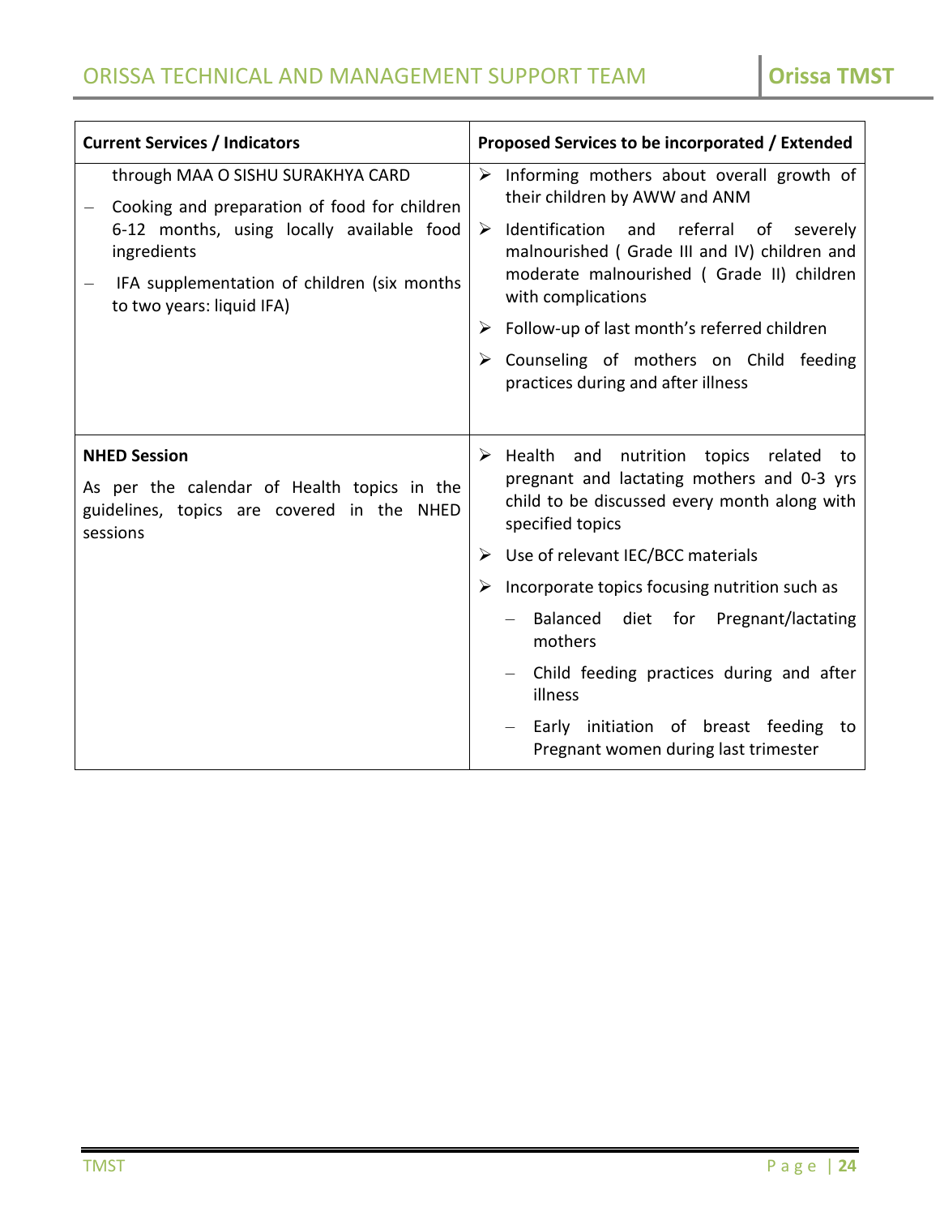| Current Services / Indicators | Proposed Services to be incorporated / Extended |
|---|---|
| through MAA O SISHU SURAKHYA CARD<br>– Cooking and preparation of food for children 6-12 months, using locally available food ingredients<br>– IFA supplementation of children (six months to two years: liquid IFA) | ➢ Informing mothers about overall growth of their children by AWW and ANM<br>➢ Identification and referral of severely malnourished ( Grade III and IV) children and moderate malnourished ( Grade II) children with complications<br>➢ Follow-up of last month's referred children<br>➢ Counseling of mothers on Child feeding practices during and after illness |
| **NHED Session**<br>As per the calendar of Health topics in the guidelines, topics are covered in the NHED sessions | ➢ Health and nutrition topics related to pregnant and lactating mothers and 0-3 yrs child to be discussed every month along with specified topics<br>➢ Use of relevant IEC/BCC materials<br>➢ Incorporate topics focusing nutrition such as<br>– Balanced diet for Pregnant/lactating mothers<br>– Child feeding practices during and after illness<br>– Early initiation of breast feeding to Pregnant women during last trimester |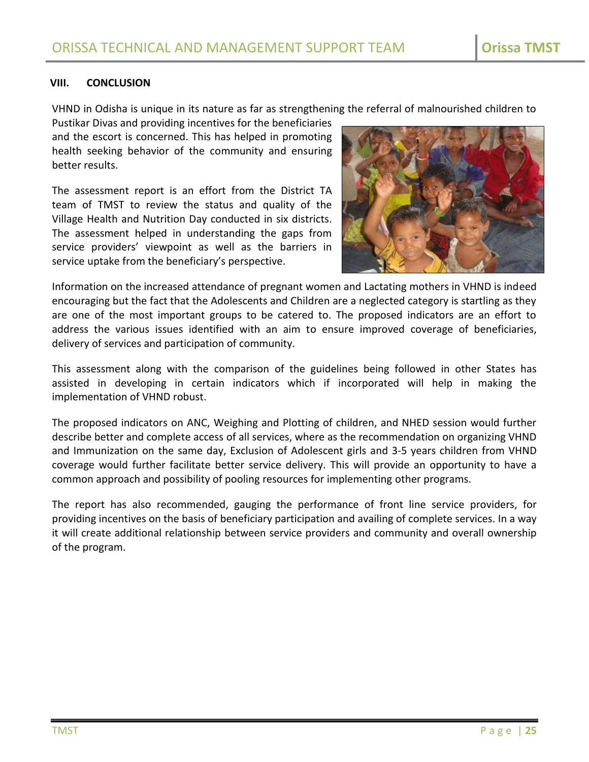## VIII. CONCLUSION

VHND in Odisha is unique in its nature as far as strengthening the referral of malnourished children to Pustikar Divas and providing incentives for the beneficiaries and the escort is concerned. This has helped in promoting health seeking behavior of the community and ensuring better results.

The assessment report is an effort from the District TA team of TMST to review the status and quality of the Village Health and Nutrition Day conducted in six districts. The assessment helped in understanding the gaps from service providers' viewpoint as well as the barriers in service uptake from the beneficiary's perspective.

Information on the increased attendance of pregnant women and Lactating mothers in VHND is indeed encouraging but the fact that the Adolescents and Children are a neglected category is startling as they are one of the most important groups to be catered to. The proposed indicators are an effort to address the various issues identified with an aim to ensure improved coverage of beneficiaries, delivery of services and participation of community.

This assessment along with the comparison of the guidelines being followed in other States has assisted in developing in certain indicators which if incorporated will help in making the implementation of VHND robust.

The proposed indicators on ANC, Weighing and Plotting of children, and NHED session would further describe better and complete access of all services, where as the recommendation on organizing VHND and Immunization on the same day, Exclusion of Adolescent girls and 3-5 years children from VHND coverage would further facilitate better service delivery. This will provide an opportunity to have a common approach and possibility of pooling resources for implementing other programs.

The report has also recommended, gauging the performance of front line service providers, for providing incentives on the basis of beneficiary participation and availing of complete services. In a way it will create additional relationship between service providers and community and overall ownership of the program.